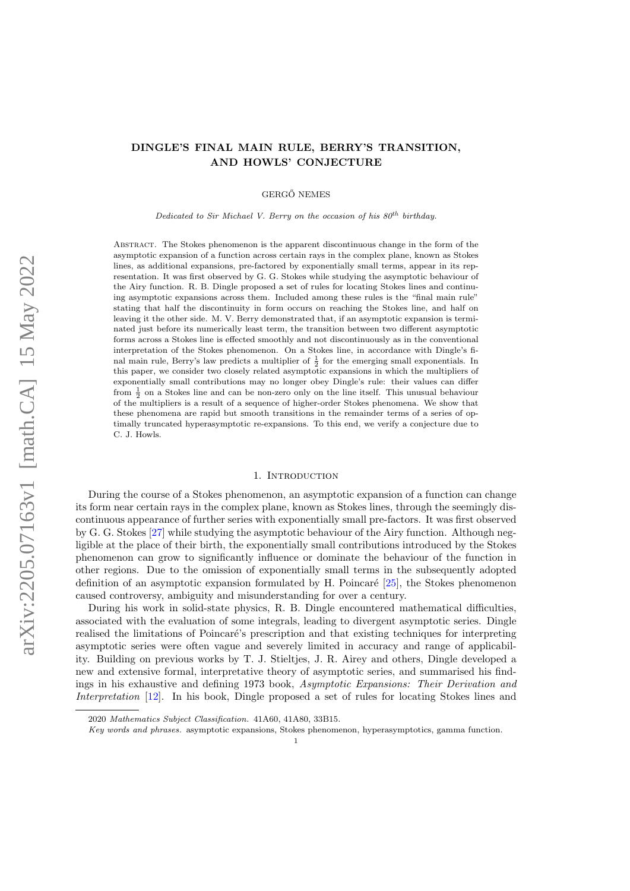# DINGLE'S FINAL MAIN RULE, BERRY'S TRANSITION, AND HOWLS' CONJECTURE

GERGŐ NEMES

*Dedicated to Sir Michael V. Berry on the occasion of his 80th birthday.*

Abstract. The Stokes phenomenon is the apparent discontinuous change in the form of the asymptotic expansion of a function across certain rays in the complex plane, known as Stokes lines, as additional expansions, pre-factored by exponentially small terms, appear in its representation. It was first observed by G. G. Stokes while studying the asymptotic behaviour of the Airy function. R. B. Dingle proposed a set of rules for locating Stokes lines and continuing asymptotic expansions across them. Included among these rules is the "final main rule" stating that half the discontinuity in form occurs on reaching the Stokes line, and half on leaving it the other side. M. V. Berry demonstrated that, if an asymptotic expansion is terminated just before its numerically least term, the transition between two different asymptotic forms across a Stokes line is effected smoothly and not discontinuously as in the conventional interpretation of the Stokes phenomenon. On a Stokes line, in accordance with Dingle's final main rule, Berry's law predicts a multiplier of $\frac{1}{2}$ for the emerging small exponentials. In this paper, we consider two closely related asymptotic expansions in which the multipliers of exponentially small contributions may no longer obey Dingle's rule: their values can differ from $\frac{1}{2}$ on a Stokes line and can be non-zero only on the line itself. This unusual behaviour of the multipliers is a result of a sequence of higher-order Stokes phenomena. We show that these phenomena are rapid but smooth transitions in the remainder terms of a series of optimally truncated hyperasymptotic re-expansions. To this end, we verify a conjecture due to C. J. Howls.

## 1. Introduction

During the course of a Stokes phenomenon, an asymptotic expansion of a function can change its form near certain rays in the complex plane, known as Stokes lines, through the seemingly discontinuous appearance of further series with exponentially small pre-factors. It was first observed by G. G. Stokes [27] while studying the asymptotic behaviour of the Airy function. Although negligible at the place of their birth, the exponentially small contributions introduced by the Stokes phenomenon can grow to significantly influence or dominate the behaviour of the function in other regions. Due to the omission of exponentially small terms in the subsequently adopted definition of an asymptotic expansion formulated by H. Poincaré [25], the Stokes phenomenon caused controversy, ambiguity and misunderstanding for over a century.

During his work in solid-state physics, R. B. Dingle encountered mathematical difficulties, associated with the evaluation of some integrals, leading to divergent asymptotic series. Dingle realised the limitations of Poincaré's prescription and that existing techniques for interpreting asymptotic series were often vague and severely limited in accuracy and range of applicability. Building on previous works by T. J. Stieltjes, J. R. Airey and others, Dingle developed a new and extensive formal, interpretative theory of asymptotic series, and summarised his findings in his exhaustive and defining 1973 book, *Asymptotic Expansions: Their Derivation and Interpretation* [12]. In his book, Dingle proposed a set of rules for locating Stokes lines and

2020 *Mathematics Subject Classification.* 41A60, 41A80, 33B15.

*Key words and phrases.* asymptotic expansions, Stokes phenomenon, hyperasymptotics, gamma function.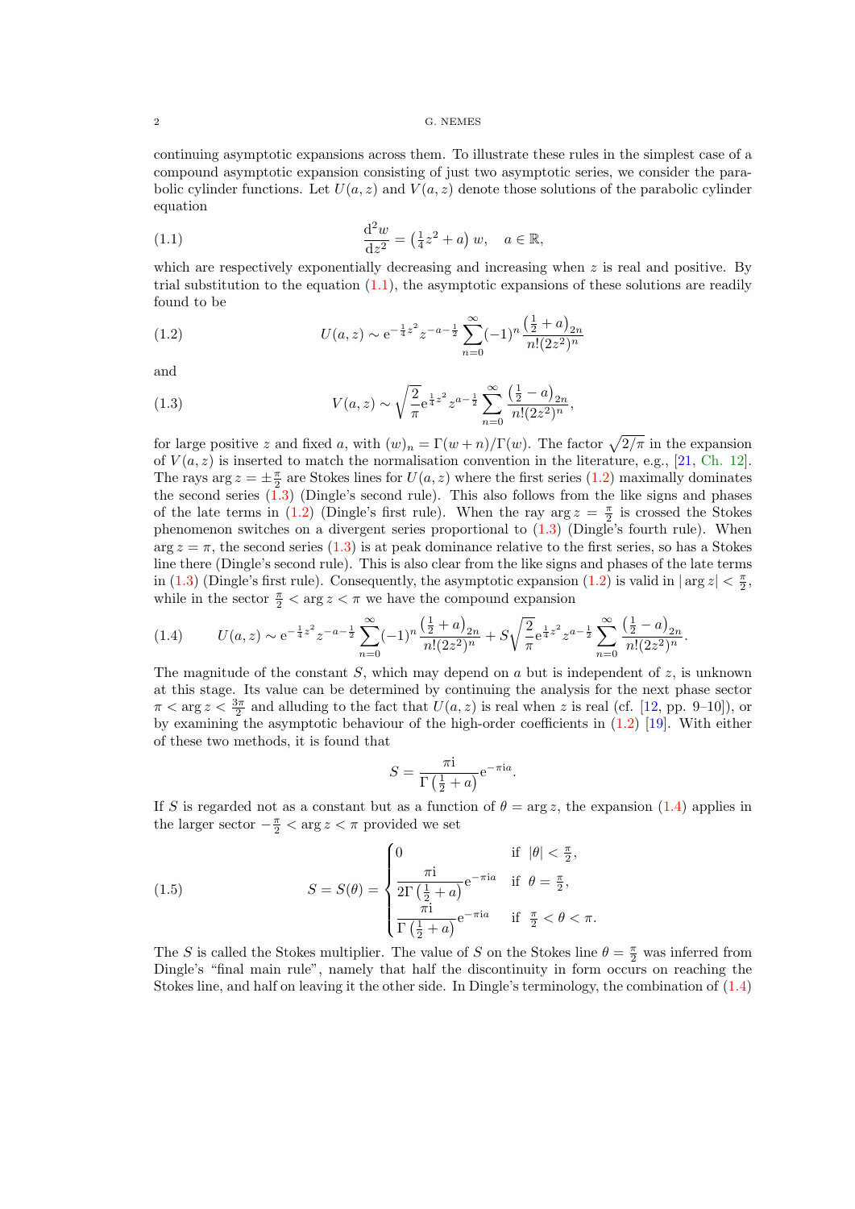continuing asymptotic expansions across them. To illustrate these rules in the simplest case of a compound asymptotic expansion consisting of just two asymptotic series, we consider the parabolic cylinder functions. Let $U(a,z)$ and $V(a,z)$ denote those solutions of the parabolic cylinder equation

$$\frac{\mathrm{d}^2 w}{\mathrm{d}z^2} = \left(\tfrac{1}{4}z^2 + a\right) w, \quad a \in \mathbb{R}, \tag{1.1}$$

which are respectively exponentially decreasing and increasing when $z$ is real and positive. By trial substitution to the equation (1.1), the asymptotic expansions of these solutions are readily found to be

$$U(a,z) \sim \mathrm{e}^{-\frac{1}{4}z^2} z^{-a-\frac{1}{2}} \sum_{n=0}^{\infty} (-1)^n \frac{\left(\frac{1}{2}+a\right)_{2n}}{n!(2z^2)^n} \tag{1.2}$$

and

$$V(a,z) \sim \sqrt{\frac{2}{\pi}} \mathrm{e}^{\frac{1}{4}z^2} z^{a-\frac{1}{2}} \sum_{n=0}^{\infty} \frac{\left(\frac{1}{2}-a\right)_{2n}}{n!(2z^2)^n}, \tag{1.3}$$

for large positive $z$ and fixed $a$, with $(w)_n = \Gamma(w+n)/\Gamma(w)$. The factor $\sqrt{2/\pi}$ in the expansion of $V(a,z)$ is inserted to match the normalisation convention in the literature, e.g., [21, Ch. 12]. The rays $\arg z = \pm\frac{\pi}{2}$ are Stokes lines for $U(a,z)$ where the first series (1.2) maximally dominates the second series (1.3) (Dingle's second rule). This also follows from the like signs and phases of the late terms in (1.2) (Dingle's first rule). When the ray $\arg z = \frac{\pi}{2}$ is crossed the Stokes phenomenon switches on a divergent series proportional to (1.3) (Dingle's fourth rule). When $\arg z = \pi$, the second series (1.3) is at peak dominance relative to the first series, so has a Stokes line there (Dingle's second rule). This is also clear from the like signs and phases of the late terms in (1.3) (Dingle's first rule). Consequently, the asymptotic expansion (1.2) is valid in $|\arg z| < \frac{\pi}{2}$, while in the sector $\frac{\pi}{2} < \arg z < \pi$ we have the compound expansion

$$U(a,z) \sim \mathrm{e}^{-\frac{1}{4}z^2} z^{-a-\frac{1}{2}} \sum_{n=0}^{\infty} (-1)^n \frac{\left(\frac{1}{2}+a\right)_{2n}}{n!(2z^2)^n} + S\sqrt{\frac{2}{\pi}} \mathrm{e}^{\frac{1}{4}z^2} z^{a-\frac{1}{2}} \sum_{n=0}^{\infty} \frac{\left(\frac{1}{2}-a\right)_{2n}}{n!(2z^2)^n}. \tag{1.4}$$

The magnitude of the constant $S$, which may depend on $a$ but is independent of $z$, is unknown at this stage. Its value can be determined by continuing the analysis for the next phase sector $\pi < \arg z < \frac{3\pi}{2}$ and alluding to the fact that $U(a,z)$ is real when $z$ is real (cf. [12, pp. 9–10]), or by examining the asymptotic behaviour of the high-order coefficients in (1.2) [19]. With either of these two methods, it is found that

$$S = \frac{\pi \mathrm{i}}{\Gamma\left(\frac{1}{2}+a\right)} \mathrm{e}^{-\pi \mathrm{i} a}.$$

If $S$ is regarded not as a constant but as a function of $\theta = \arg z$, the expansion (1.4) applies in the larger sector $-\frac{\pi}{2} < \arg z < \pi$ provided we set

$$S = S(\theta) = \begin{cases} 0 & \text{if } \ |\theta| < \frac{\pi}{2}, \\ \dfrac{\pi \mathrm{i}}{2\Gamma\left(\frac{1}{2}+a\right)} \mathrm{e}^{-\pi \mathrm{i} a} & \text{if } \ \theta = \frac{\pi}{2}, \\ \dfrac{\pi \mathrm{i}}{\Gamma\left(\frac{1}{2}+a\right)} \mathrm{e}^{-\pi \mathrm{i} a} & \text{if } \ \frac{\pi}{2} < \theta < \pi. \end{cases} \tag{1.5}$$

The $S$ is called the Stokes multiplier. The value of $S$ on the Stokes line $\theta = \frac{\pi}{2}$ was inferred from Dingle's "final main rule", namely that half the discontinuity in form occurs on reaching the Stokes line, and half on leaving it the other side. In Dingle's terminology, the combination of (1.4)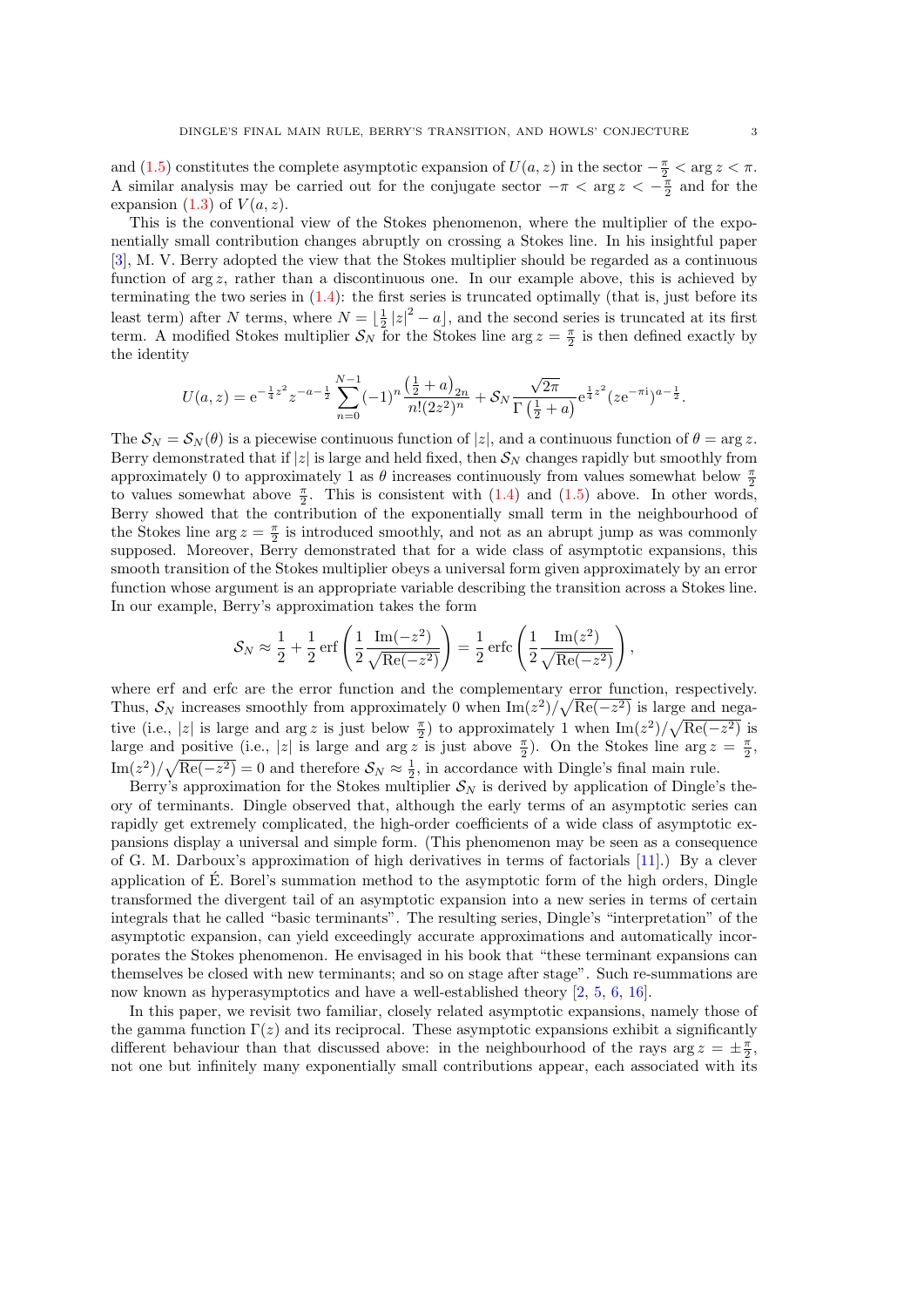and (1.5) constitutes the complete asymptotic expansion of $U(a,z)$ in the sector $-\frac{\pi}{2} < \arg z < \pi$. A similar analysis may be carried out for the conjugate sector $-\pi < \arg z < -\frac{\pi}{2}$ and for the expansion (1.3) of $V(a,z)$.

This is the conventional view of the Stokes phenomenon, where the multiplier of the exponentially small contribution changes abruptly on crossing a Stokes line. In his insightful paper [3], M. V. Berry adopted the view that the Stokes multiplier should be regarded as a continuous function of $\arg z$, rather than a discontinuous one. In our example above, this is achieved by terminating the two series in (1.4): the first series is truncated optimally (that is, just before its least term) after $N$ terms, where $N = \lfloor \frac{1}{2}|z|^2 - a \rfloor$, and the second series is truncated at its first term. A modified Stokes multiplier $\mathcal{S}_N$ for the Stokes line $\arg z = \frac{\pi}{2}$ is then defined exactly by the identity

$$U(a,z) = \mathrm{e}^{-\frac{1}{4}z^2} z^{-a-\frac{1}{2}} \sum_{n=0}^{N-1} (-1)^n \frac{\left(\frac{1}{2}+a\right)_{2n}}{n!(2z^2)^n} + \mathcal{S}_N \frac{\sqrt{2\pi}}{\Gamma\left(\frac{1}{2}+a\right)} \mathrm{e}^{\frac{1}{4}z^2} (z\mathrm{e}^{-\pi \mathrm{i}})^{a-\frac{1}{2}}.$$

The $\mathcal{S}_N = \mathcal{S}_N(\theta)$ is a piecewise continuous function of $|z|$, and a continuous function of $\theta = \arg z$. Berry demonstrated that if $|z|$ is large and held fixed, then $\mathcal{S}_N$ changes rapidly but smoothly from approximately 0 to approximately 1 as $\theta$ increases continuously from values somewhat below $\frac{\pi}{2}$ to values somewhat above $\frac{\pi}{2}$. This is consistent with (1.4) and (1.5) above. In other words, Berry showed that the contribution of the exponentially small term in the neighbourhood of the Stokes line $\arg z = \frac{\pi}{2}$ is introduced smoothly, and not as an abrupt jump as was commonly supposed. Moreover, Berry demonstrated that for a wide class of asymptotic expansions, this smooth transition of the Stokes multiplier obeys a universal form given approximately by an error function whose argument is an appropriate variable describing the transition across a Stokes line. In our example, Berry's approximation takes the form

$$\mathcal{S}_N \approx \frac{1}{2} + \frac{1}{2}\operatorname{erf}\left(\frac{1}{2}\frac{\operatorname{Im}(-z^2)}{\sqrt{\operatorname{Re}(-z^2)}}\right) = \frac{1}{2}\operatorname{erfc}\left(\frac{1}{2}\frac{\operatorname{Im}(z^2)}{\sqrt{\operatorname{Re}(-z^2)}}\right),$$

where erf and erfc are the error function and the complementary error function, respectively. Thus, $\mathcal{S}_N$ increases smoothly from approximately 0 when $\operatorname{Im}(z^2)/\sqrt{\operatorname{Re}(-z^2)}$ is large and negative (i.e., $|z|$ is large and $\arg z$ is just below $\frac{\pi}{2}$) to approximately 1 when $\operatorname{Im}(z^2)/\sqrt{\operatorname{Re}(-z^2)}$ is large and positive (i.e., $|z|$ is large and $\arg z$ is just above $\frac{\pi}{2}$). On the Stokes line $\arg z = \frac{\pi}{2}$, $\operatorname{Im}(z^2)/\sqrt{\operatorname{Re}(-z^2)} = 0$ and therefore $\mathcal{S}_N \approx \frac{1}{2}$, in accordance with Dingle's final main rule.

Berry's approximation for the Stokes multiplier $\mathcal{S}_N$ is derived by application of Dingle's theory of terminants. Dingle observed that, although the early terms of an asymptotic series can rapidly get extremely complicated, the high-order coefficients of a wide class of asymptotic expansions display a universal and simple form. (This phenomenon may be seen as a consequence of G. M. Darboux's approximation of high derivatives in terms of factorials [11].) By a clever application of É. Borel's summation method to the asymptotic form of the high orders, Dingle transformed the divergent tail of an asymptotic expansion into a new series in terms of certain integrals that he called "basic terminants". The resulting series, Dingle's "interpretation" of the asymptotic expansion, can yield exceedingly accurate approximations and automatically incorporates the Stokes phenomenon. He envisaged in his book that "these terminant expansions can themselves be closed with new terminants; and so on stage after stage". Such re-summations are now known as hyperasymptotics and have a well-established theory [2, 5, 6, 16].

In this paper, we revisit two familiar, closely related asymptotic expansions, namely those of the gamma function $\Gamma(z)$ and its reciprocal. These asymptotic expansions exhibit a significantly different behaviour than that discussed above: in the neighbourhood of the rays $\arg z = \pm\frac{\pi}{2}$, not one but infinitely many exponentially small contributions appear, each associated with its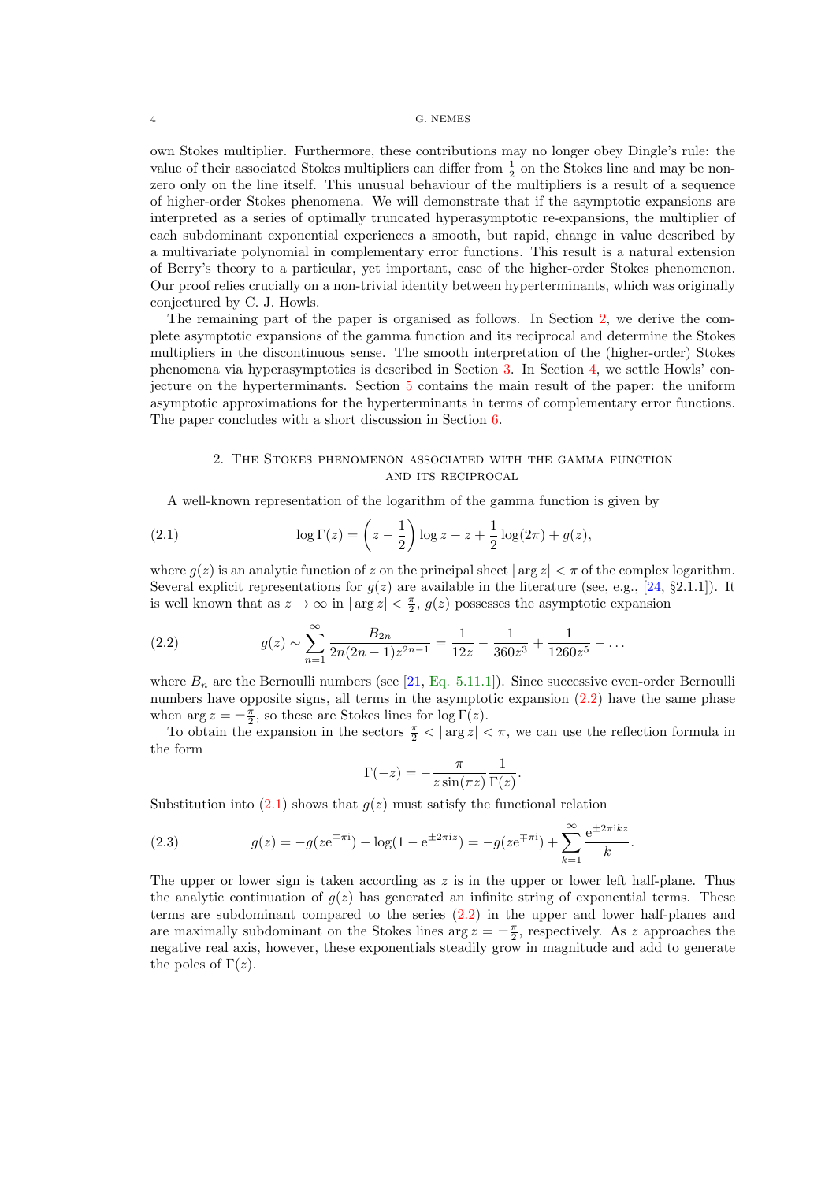own Stokes multiplier. Furthermore, these contributions may no longer obey Dingle's rule: the value of their associated Stokes multipliers can differ from $\frac{1}{2}$ on the Stokes line and may be non-zero only on the line itself. This unusual behaviour of the multipliers is a result of a sequence of higher-order Stokes phenomena. We will demonstrate that if the asymptotic expansions are interpreted as a series of optimally truncated hyperasymptotic re-expansions, the multiplier of each subdominant exponential experiences a smooth, but rapid, change in value described by a multivariate polynomial in complementary error functions. This result is a natural extension of Berry's theory to a particular, yet important, case of the higher-order Stokes phenomenon. Our proof relies crucially on a non-trivial identity between hyperterminants, which was originally conjectured by C. J. Howls.

The remaining part of the paper is organised as follows. In Section 2, we derive the complete asymptotic expansions of the gamma function and its reciprocal and determine the Stokes multipliers in the discontinuous sense. The smooth interpretation of the (higher-order) Stokes phenomena via hyperasymptotics is described in Section 3. In Section 4, we settle Howls' conjecture on the hyperterminants. Section 5 contains the main result of the paper: the uniform asymptotic approximations for the hyperterminants in terms of complementary error functions. The paper concludes with a short discussion in Section 6.

## 2. The Stokes phenomenon associated with the gamma function and its reciprocal

A well-known representation of the logarithm of the gamma function is given by

$$\log\Gamma(z) = \left(z-\frac{1}{2}\right)\log z - z + \frac{1}{2}\log(2\pi) + g(z), \tag{2.1}$$

where $g(z)$ is an analytic function of $z$ on the principal sheet $|\arg z| < \pi$ of the complex logarithm. Several explicit representations for $g(z)$ are available in the literature (see, e.g., [24, §2.1.1]). It is well known that as $z \to \infty$ in $|\arg z| < \frac{\pi}{2}$, $g(z)$ possesses the asymptotic expansion

$$g(z) \sim \sum_{n=1}^{\infty} \frac{B_{2n}}{2n(2n-1)z^{2n-1}} = \frac{1}{12z} - \frac{1}{360z^3} + \frac{1}{1260z^5} - \dots \tag{2.2}$$

where $B_n$ are the Bernoulli numbers (see [21, Eq. 5.11.1]). Since successive even-order Bernoulli numbers have opposite signs, all terms in the asymptotic expansion (2.2) have the same phase when $\arg z = \pm\frac{\pi}{2}$, so these are Stokes lines for $\log\Gamma(z)$.

To obtain the expansion in the sectors $\frac{\pi}{2} < |\arg z| < \pi$, we can use the reflection formula in the form

$$\Gamma(-z) = -\frac{\pi}{z\sin(\pi z)}\frac{1}{\Gamma(z)}.$$

Substitution into (2.1) shows that $g(z)$ must satisfy the functional relation

$$g(z) = -g(z\mathrm{e}^{\mp\pi\mathrm{i}}) - \log(1-\mathrm{e}^{\pm 2\pi\mathrm{i}z}) = -g(z\mathrm{e}^{\mp\pi\mathrm{i}}) + \sum_{k=1}^{\infty}\frac{\mathrm{e}^{\pm 2\pi\mathrm{i}kz}}{k}. \tag{2.3}$$

The upper or lower sign is taken according as $z$ is in the upper or lower left half-plane. Thus the analytic continuation of $g(z)$ has generated an infinite string of exponential terms. These terms are subdominant compared to the series (2.2) in the upper and lower half-planes and are maximally subdominant on the Stokes lines $\arg z = \pm\frac{\pi}{2}$, respectively. As $z$ approaches the negative real axis, however, these exponentials steadily grow in magnitude and add to generate the poles of $\Gamma(z)$.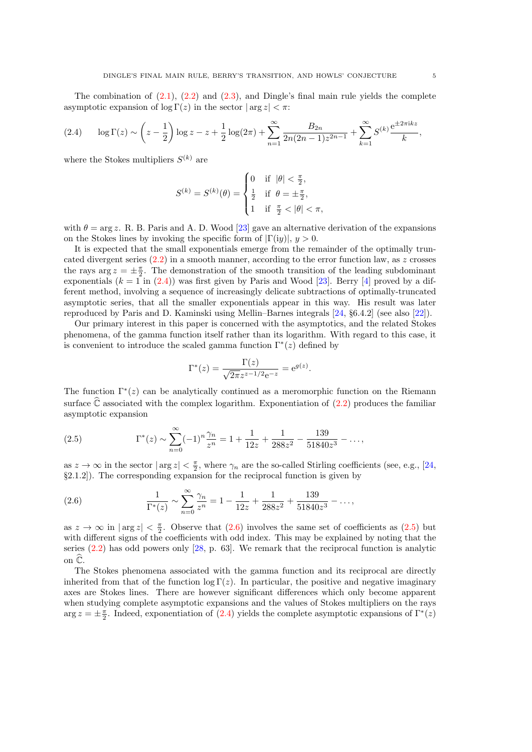The combination of (2.1), (2.2) and (2.3), and Dingle's final main rule yields the complete asymptotic expansion of $\log\Gamma(z)$ in the sector $|\arg z| < \pi$:

$$\log\Gamma(z) \sim \left(z - \frac{1}{2}\right)\log z - z + \frac{1}{2}\log(2\pi) + \sum_{n=1}^{\infty} \frac{B_{2n}}{2n(2n-1)z^{2n-1}} + \sum_{k=1}^{\infty} S^{(k)} \frac{\mathrm{e}^{\pm 2\pi \mathrm{i} k z}}{k}, \tag{2.4}$$

where the Stokes multipliers $S^{(k)}$ are

$$S^{(k)} = S^{(k)}(\theta) = \begin{cases} 0 & \text{if } |\theta| < \frac{\pi}{2}, \\ \frac{1}{2} & \text{if } \theta = \pm\frac{\pi}{2}, \\ 1 & \text{if } \frac{\pi}{2} < |\theta| < \pi, \end{cases}$$

with $\theta = \arg z$. R. B. Paris and A. D. Wood [23] gave an alternative derivation of the expansions on the Stokes lines by invoking the specific form of $|\Gamma(\mathrm{i}y)|$, $y > 0$.

It is expected that the small exponentials emerge from the remainder of the optimally truncated divergent series (2.2) in a smooth manner, according to the error function law, as $z$ crosses the rays $\arg z = \pm\frac{\pi}{2}$. The demonstration of the smooth transition of the leading subdominant exponentials ($k = 1$ in (2.4)) was first given by Paris and Wood [23]. Berry [4] proved by a different method, involving a sequence of increasingly delicate subtractions of optimally-truncated asymptotic series, that all the smaller exponentials appear in this way. His result was later reproduced by Paris and D. Kaminski using Mellin–Barnes integrals [24, §6.4.2] (see also [22]).

Our primary interest in this paper is concerned with the asymptotics, and the related Stokes phenomena, of the gamma function itself rather than its logarithm. With regard to this case, it is convenient to introduce the scaled gamma function $\Gamma^*(z)$ defined by

$$\Gamma^*(z) = \frac{\Gamma(z)}{\sqrt{2\pi} z^{z-1/2} \mathrm{e}^{-z}} = \mathrm{e}^{g(z)}.$$

The function $\Gamma^*(z)$ can be analytically continued as a meromorphic function on the Riemann surface $\widehat{\mathbb{C}}$ associated with the complex logarithm. Exponentiation of (2.2) produces the familiar asymptotic expansion

$$\Gamma^*(z) \sim \sum_{n=0}^{\infty} (-1)^n \frac{\gamma_n}{z^n} = 1 + \frac{1}{12z} + \frac{1}{288z^2} - \frac{139}{51840z^3} - \ldots, \tag{2.5}$$

as $z \to \infty$ in the sector $|\arg z| < \frac{\pi}{2}$, where $\gamma_n$ are the so-called Stirling coefficients (see, e.g., [24, §2.1.2]). The corresponding expansion for the reciprocal function is given by

$$\frac{1}{\Gamma^*(z)} \sim \sum_{n=0}^{\infty} \frac{\gamma_n}{z^n} = 1 - \frac{1}{12z} + \frac{1}{288z^2} + \frac{139}{51840z^3} - \ldots, \tag{2.6}$$

as $z \to \infty$ in $|\arg z| < \frac{\pi}{2}$. Observe that (2.6) involves the same set of coefficients as (2.5) but with different signs of the coefficients with odd index. This may be explained by noting that the series (2.2) has odd powers only [28, p. 63]. We remark that the reciprocal function is analytic on $\widehat{\mathbb{C}}$.

The Stokes phenomena associated with the gamma function and its reciprocal are directly inherited from that of the function $\log\Gamma(z)$. In particular, the positive and negative imaginary axes are Stokes lines. There are however significant differences which only become apparent when studying complete asymptotic expansions and the values of Stokes multipliers on the rays $\arg z = \pm\frac{\pi}{2}$. Indeed, exponentiation of (2.4) yields the complete asymptotic expansions of $\Gamma^*(z)$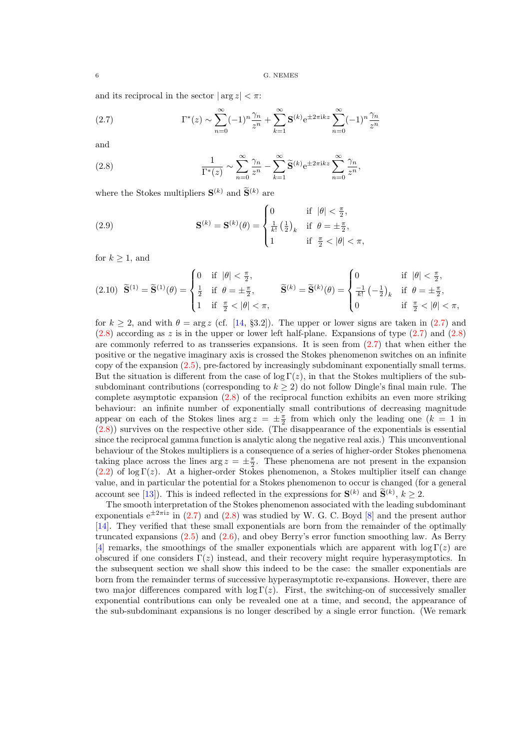and its reciprocal in the sector $|\arg z| < \pi$:

$$\Gamma^*(z) \sim \sum_{n=0}^{\infty} (-1)^n \frac{\gamma_n}{z^n} + \sum_{k=1}^{\infty} \mathbf{S}^{(k)} \mathrm{e}^{\pm 2\pi \mathrm{i} k z} \sum_{n=0}^{\infty} (-1)^n \frac{\gamma_n}{z^n} \tag{2.7}$$

and

$$\frac{1}{\Gamma^*(z)} \sim \sum_{n=0}^{\infty} \frac{\gamma_n}{z^n} - \sum_{k=1}^{\infty} \widetilde{\mathbf{S}}^{(k)} \mathrm{e}^{\pm 2\pi \mathrm{i} k z} \sum_{n=0}^{\infty} \frac{\gamma_n}{z^n}, \tag{2.8}$$

where the Stokes multipliers $\mathbf{S}^{(k)}$ and $\widetilde{\mathbf{S}}^{(k)}$ are

$$\mathbf{S}^{(k)} = \mathbf{S}^{(k)}(\theta) = \begin{cases} 0 & \text{if } |\theta| < \frac{\pi}{2}, \\ \frac{1}{k!}\left(\frac{1}{2}\right)_k & \text{if } \theta = \pm\frac{\pi}{2}, \\ 1 & \text{if } \frac{\pi}{2} < |\theta| < \pi, \end{cases} \tag{2.9}$$

for $k \geq 1$, and

$$\widetilde{\mathbf{S}}^{(1)} = \widetilde{\mathbf{S}}^{(1)}(\theta) = \begin{cases} 0 & \text{if } |\theta| < \frac{\pi}{2}, \\ \frac{1}{2} & \text{if } \theta = \pm\frac{\pi}{2}, \\ 1 & \text{if } \frac{\pi}{2} < |\theta| < \pi, \end{cases} \qquad \widetilde{\mathbf{S}}^{(k)} = \widetilde{\mathbf{S}}^{(k)}(\theta) = \begin{cases} 0 & \text{if } |\theta| < \frac{\pi}{2}, \\ \frac{-1}{k!}\left(-\frac{1}{2}\right)_k & \text{if } \theta = \pm\frac{\pi}{2}, \\ 0 & \text{if } \frac{\pi}{2} < |\theta| < \pi, \end{cases} \tag{2.10}$$

for $k \geq 2$, and with $\theta = \arg z$ (cf. [14, §3.2]). The upper or lower signs are taken in (2.7) and (2.8) according as $z$ is in the upper or lower left half-plane. Expansions of type (2.7) and (2.8) are commonly referred to as transseries expansions. It is seen from (2.7) that when either the positive or the negative imaginary axis is crossed the Stokes phenomenon switches on an infinite copy of the expansion (2.5), pre-factored by increasingly subdominant exponentially small terms. But the situation is different from the case of $\log \Gamma(z)$, in that the Stokes multipliers of the sub-subdominant contributions (corresponding to $k \geq 2$) do not follow Dingle's final main rule. The complete asymptotic expansion (2.8) of the reciprocal function exhibits an even more striking behaviour: an infinite number of exponentially small contributions of decreasing magnitude appear on each of the Stokes lines $\arg z = \pm\frac{\pi}{2}$ from which only the leading one ($k = 1$ in (2.8)) survives on the respective other side. (The disappearance of the exponentials is essential since the reciprocal gamma function is analytic along the negative real axis.) This unconventional behaviour of the Stokes multipliers is a consequence of a series of higher-order Stokes phenomena taking place across the lines $\arg z = \pm\frac{\pi}{2}$. These phenomena are not present in the expansion (2.2) of $\log \Gamma(z)$. At a higher-order Stokes phenomenon, a Stokes multiplier itself can change value, and in particular the potential for a Stokes phenomenon to occur is changed (for a general account see [13]). This is indeed reflected in the expressions for $\mathbf{S}^{(k)}$ and $\widetilde{\mathbf{S}}^{(k)}$, $k \geq 2$.

The smooth interpretation of the Stokes phenomenon associated with the leading subdominant exponentials $\mathrm{e}^{\pm 2\pi \mathrm{i} z}$ in (2.7) and (2.8) was studied by W. G. C. Boyd [8] and the present author [14]. They verified that these small exponentials are born from the remainder of the optimally truncated expansions (2.5) and (2.6), and obey Berry's error function smoothing law. As Berry [4] remarks, the smoothings of the smaller exponentials which are apparent with $\log \Gamma(z)$ are obscured if one considers $\Gamma(z)$ instead, and their recovery might require hyperasymptotics. In the subsequent section we shall show this indeed to be the case: the smaller exponentials are born from the remainder terms of successive hyperasymptotic re-expansions. However, there are two major differences compared with $\log \Gamma(z)$. First, the switching-on of successively smaller exponential contributions can only be revealed one at a time, and second, the appearance of the sub-subdominant expansions is no longer described by a single error function. (We remark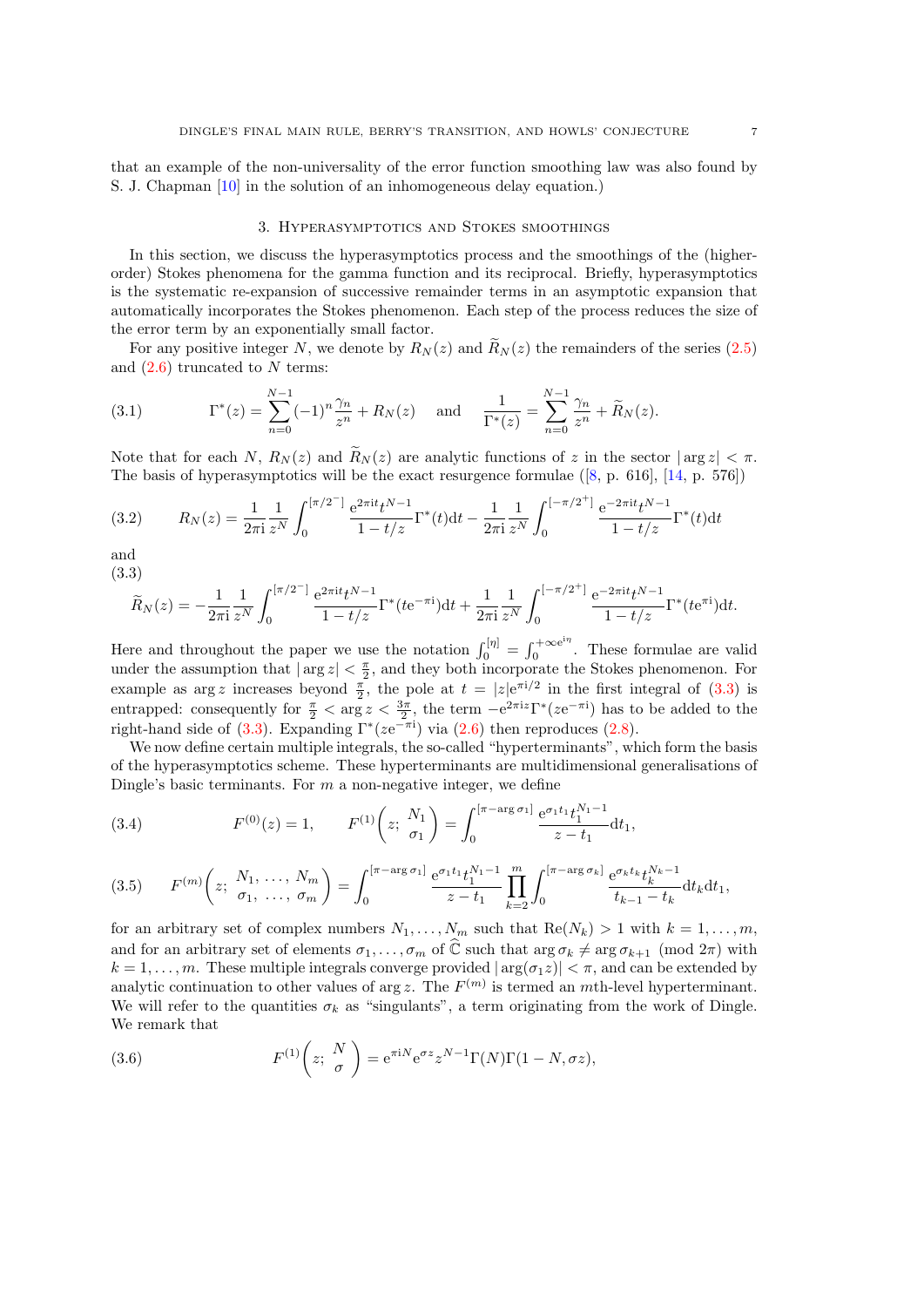that an example of the non-universality of the error function smoothing law was also found by S. J. Chapman [10] in the solution of an inhomogeneous delay equation.)

## 3. Hyperasymptotics and Stokes smoothings

In this section, we discuss the hyperasymptotics process and the smoothings of the (higher-order) Stokes phenomena for the gamma function and its reciprocal. Briefly, hyperasymptotics is the systematic re-expansion of successive remainder terms in an asymptotic expansion that automatically incorporates the Stokes phenomenon. Each step of the process reduces the size of the error term by an exponentially small factor.

For any positive integer $N$, we denote by $R_N(z)$ and $\widetilde{R}_N(z)$ the remainders of the series (2.5) and (2.6) truncated to $N$ terms:

$$\Gamma^*(z) = \sum_{n=0}^{N-1} (-1)^n \frac{\gamma_n}{z^n} + R_N(z) \quad \text{and} \quad \frac{1}{\Gamma^*(z)} = \sum_{n=0}^{N-1} \frac{\gamma_n}{z^n} + \widetilde{R}_N(z). \tag{3.1}$$

Note that for each $N$, $R_N(z)$ and $\widetilde{R}_N(z)$ are analytic functions of $z$ in the sector $|\arg z| < \pi$. The basis of hyperasymptotics will be the exact resurgence formulae ([8, p. 616], [14, p. 576])

$$R_N(z) = \frac{1}{2\pi\mathrm{i}} \frac{1}{z^N} \int_0^{[\pi/2^-]} \frac{\mathrm{e}^{2\pi\mathrm{i}t} t^{N-1}}{1 - t/z} \Gamma^*(t)\mathrm{d}t - \frac{1}{2\pi\mathrm{i}} \frac{1}{z^N} \int_0^{[-\pi/2^+]} \frac{\mathrm{e}^{-2\pi\mathrm{i}t} t^{N-1}}{1 - t/z} \Gamma^*(t)\mathrm{d}t \tag{3.2}$$

and

$$\widetilde{R}_N(z) = -\frac{1}{2\pi\mathrm{i}} \frac{1}{z^N} \int_0^{[\pi/2^-]} \frac{\mathrm{e}^{2\pi\mathrm{i}t} t^{N-1}}{1 - t/z} \Gamma^*(t\mathrm{e}^{-\pi\mathrm{i}})\mathrm{d}t + \frac{1}{2\pi\mathrm{i}} \frac{1}{z^N} \int_0^{[-\pi/2^+]} \frac{\mathrm{e}^{-2\pi\mathrm{i}t} t^{N-1}}{1 - t/z} \Gamma^*(t\mathrm{e}^{\pi\mathrm{i}})\mathrm{d}t. \tag{3.3}$$

Here and throughout the paper we use the notation $\int_0^{[\eta]} = \int_0^{+\infty\mathrm{e}^{\mathrm{i}\eta}}$. These formulae are valid under the assumption that $|\arg z| < \frac{\pi}{2}$, and they both incorporate the Stokes phenomenon. For example as $\arg z$ increases beyond $\frac{\pi}{2}$, the pole at $t = |z|\mathrm{e}^{\pi\mathrm{i}/2}$ in the first integral of (3.3) is entrapped: consequently for $\frac{\pi}{2} < \arg z < \frac{3\pi}{2}$, the term $-\mathrm{e}^{2\pi\mathrm{i}z}\Gamma^*(z\mathrm{e}^{-\pi\mathrm{i}})$ has to be added to the right-hand side of (3.3). Expanding $\Gamma^*(z\mathrm{e}^{-\pi\mathrm{i}})$ via (2.6) then reproduces (2.8).

We now define certain multiple integrals, the so-called "hyperterminants", which form the basis of the hyperasymptotics scheme. These hyperterminants are multidimensional generalisations of Dingle's basic terminants. For $m$ a non-negative integer, we define

$$F^{(0)}(z) = 1, \qquad F^{(1)}\left(z;\, \begin{matrix} N_1 \\ \sigma_1 \end{matrix}\right) = \int_0^{[\pi - \arg\sigma_1]} \frac{\mathrm{e}^{\sigma_1 t_1} t_1^{N_1 - 1}}{z - t_1}\mathrm{d}t_1, \tag{3.4}$$

$$F^{(m)}\left(z;\, \begin{matrix} N_1, \ldots, N_m \\ \sigma_1, \ldots, \sigma_m \end{matrix}\right) = \int_0^{[\pi - \arg\sigma_1]} \frac{\mathrm{e}^{\sigma_1 t_1} t_1^{N_1 - 1}}{z - t_1} \prod_{k=2}^{m} \int_0^{[\pi - \arg\sigma_k]} \frac{\mathrm{e}^{\sigma_k t_k} t_k^{N_k - 1}}{t_{k-1} - t_k}\mathrm{d}t_k\mathrm{d}t_1, \tag{3.5}$$

for an arbitrary set of complex numbers $N_1, \ldots, N_m$ such that $\operatorname{Re}(N_k) > 1$ with $k = 1, \ldots, m$, and for an arbitrary set of elements $\sigma_1, \ldots, \sigma_m$ of $\widehat{\mathbb{C}}$ such that $\arg\sigma_k \neq \arg\sigma_{k+1} \pmod{2\pi}$ with $k = 1, \ldots, m$. These multiple integrals converge provided $|\arg(\sigma_1 z)| < \pi$, and can be extended by analytic continuation to other values of $\arg z$. The $F^{(m)}$ is termed an $m$th-level hyperterminant. We will refer to the quantities $\sigma_k$ as "singulants", a term originating from the work of Dingle. We remark that

$$F^{(1)}\left(z;\, \begin{matrix} N \\ \sigma \end{matrix}\right) = \mathrm{e}^{\pi\mathrm{i}N}\mathrm{e}^{\sigma z} z^{N-1}\Gamma(N)\Gamma(1 - N, \sigma z), \tag{3.6}$$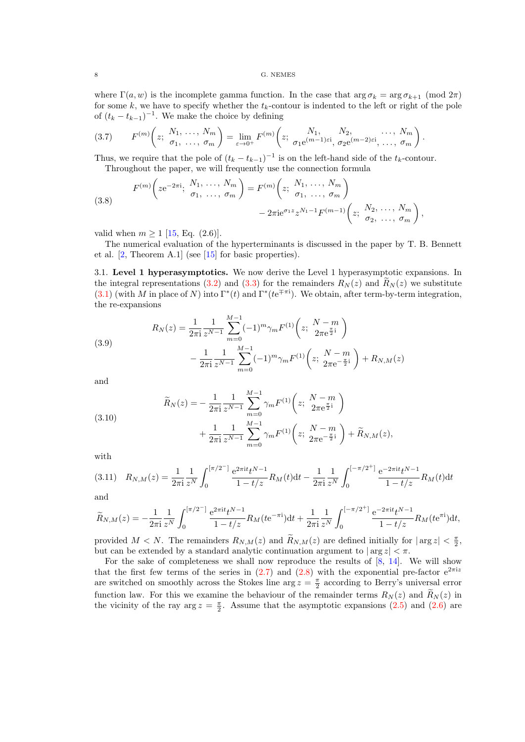where $\Gamma(a, w)$ is the incomplete gamma function. In the case that $\arg \sigma_k = \arg \sigma_{k+1} \pmod{2\pi}$ for some $k$, we have to specify whether the $t_k$-contour is indented to the left or right of the pole of $(t_k - t_{k-1})^{-1}$. We make the choice by defining

$$F^{(m)}\left(z;\ \begin{matrix} N_1, \ldots, N_m \\ \sigma_1, \ldots, \sigma_m \end{matrix}\right) = \lim_{\varepsilon \to 0^+} F^{(m)}\left(z;\ \begin{matrix} N_1, & N_2, & \ldots, N_m \\ \sigma_1 \mathrm{e}^{(m-1)\varepsilon \mathrm{i}}, & \sigma_2 \mathrm{e}^{(m-2)\varepsilon \mathrm{i}}, & \ldots, \sigma_m \end{matrix}\right). \tag{3.7}$$

Thus, we require that the pole of $(t_k - t_{k-1})^{-1}$ is on the left-hand side of the $t_k$-contour.

Throughout the paper, we will frequently use the connection formula

$$\begin{aligned} F^{(m)}\left(z\mathrm{e}^{-2\pi \mathrm{i}};\ \begin{matrix} N_1, \ldots, N_m \\ \sigma_1, \ldots, \sigma_m \end{matrix}\right) = F^{(m)}&\left(z;\ \begin{matrix} N_1, \ldots, N_m \\ \sigma_1, \ldots, \sigma_m \end{matrix}\right) \\ &- 2\pi \mathrm{i} \mathrm{e}^{\sigma_1 z} z^{N_1 - 1} F^{(m-1)}\left(z;\ \begin{matrix} N_2, \ldots, N_m \\ \sigma_2, \ldots, \sigma_m \end{matrix}\right), \end{aligned} \tag{3.8}$$

valid when $m \geq 1$ [15, Eq. (2.6)].

The numerical evaluation of the hyperterminants is discussed in the paper by T. B. Bennett et al. [2, Theorem A.1] (see [15] for basic properties).

### 3.1. Level 1 hyperasymptotics.

We now derive the Level 1 hyperasymptotic expansions. In the integral representations (3.2) and (3.3) for the remainders $R_N(z)$ and $\widetilde{R}_N(z)$ we substitute (3.1) (with $M$ in place of $N$) into $\Gamma^*(t)$ and $\Gamma^*(t\mathrm{e}^{\mp\pi \mathrm{i}})$. We obtain, after term-by-term integration, the re-expansions

$$\begin{aligned} R_N(z) = \frac{1}{2\pi \mathrm{i}} \frac{1}{z^{N-1}} &\sum_{m=0}^{M-1} (-1)^m \gamma_m F^{(1)}\left(z;\ \begin{matrix} N - m \\ 2\pi \mathrm{e}^{\frac{\pi}{2}\mathrm{i}} \end{matrix}\right) \\ &- \frac{1}{2\pi \mathrm{i}} \frac{1}{z^{N-1}} \sum_{m=0}^{M-1} (-1)^m \gamma_m F^{(1)}\left(z;\ \begin{matrix} N - m \\ 2\pi \mathrm{e}^{-\frac{\pi}{2}\mathrm{i}} \end{matrix}\right) + R_{N,M}(z) \end{aligned} \tag{3.9}$$

and

$$\begin{aligned} \widetilde{R}_N(z) = -\frac{1}{2\pi \mathrm{i}} \frac{1}{z^{N-1}} &\sum_{m=0}^{M-1} \gamma_m F^{(1)}\left(z;\ \begin{matrix} N - m \\ 2\pi \mathrm{e}^{\frac{\pi}{2}\mathrm{i}} \end{matrix}\right) \\ &+ \frac{1}{2\pi \mathrm{i}} \frac{1}{z^{N-1}} \sum_{m=0}^{M-1} \gamma_m F^{(1)}\left(z;\ \begin{matrix} N - m \\ 2\pi \mathrm{e}^{-\frac{\pi}{2}\mathrm{i}} \end{matrix}\right) + \widetilde{R}_{N,M}(z), \end{aligned} \tag{3.10}$$

with

$$R_{N,M}(z) = \frac{1}{2\pi \mathrm{i}} \frac{1}{z^N} \int_0^{[\pi/2^-]} \frac{\mathrm{e}^{2\pi \mathrm{i} t} t^{N-1}}{1 - t/z} R_M(t) \mathrm{d}t - \frac{1}{2\pi \mathrm{i}} \frac{1}{z^N} \int_0^{[-\pi/2^+]} \frac{\mathrm{e}^{-2\pi \mathrm{i} t} t^{N-1}}{1 - t/z} R_M(t) \mathrm{d}t \tag{3.11}$$

and

$$\widetilde{R}_{N,M}(z) = -\frac{1}{2\pi \mathrm{i}} \frac{1}{z^N} \int_0^{[\pi/2^-]} \frac{\mathrm{e}^{2\pi \mathrm{i} t} t^{N-1}}{1 - t/z} R_M(t\mathrm{e}^{-\pi \mathrm{i}}) \mathrm{d}t + \frac{1}{2\pi \mathrm{i}} \frac{1}{z^N} \int_0^{[-\pi/2^+]} \frac{\mathrm{e}^{-2\pi \mathrm{i} t} t^{N-1}}{1 - t/z} R_M(t\mathrm{e}^{\pi \mathrm{i}}) \mathrm{d}t,$$

provided $M < N$. The remainders $R_{N,M}(z)$ and $\widetilde{R}_{N,M}(z)$ are defined initially for $|\arg z| < \frac{\pi}{2}$, but can be extended by a standard analytic continuation argument to $|\arg z| < \pi$.

For the sake of completeness we shall now reproduce the results of [8, 14]. We will show that the first few terms of the series in (2.7) and (2.8) with the exponential pre-factor $\mathrm{e}^{2\pi \mathrm{i} z}$ are switched on smoothly across the Stokes line $\arg z = \frac{\pi}{2}$ according to Berry's universal error function law. For this we examine the behaviour of the remainder terms $R_N(z)$ and $\widetilde{R}_N(z)$ in the vicinity of the ray $\arg z = \frac{\pi}{2}$. Assume that the asymptotic expansions (2.5) and (2.6) are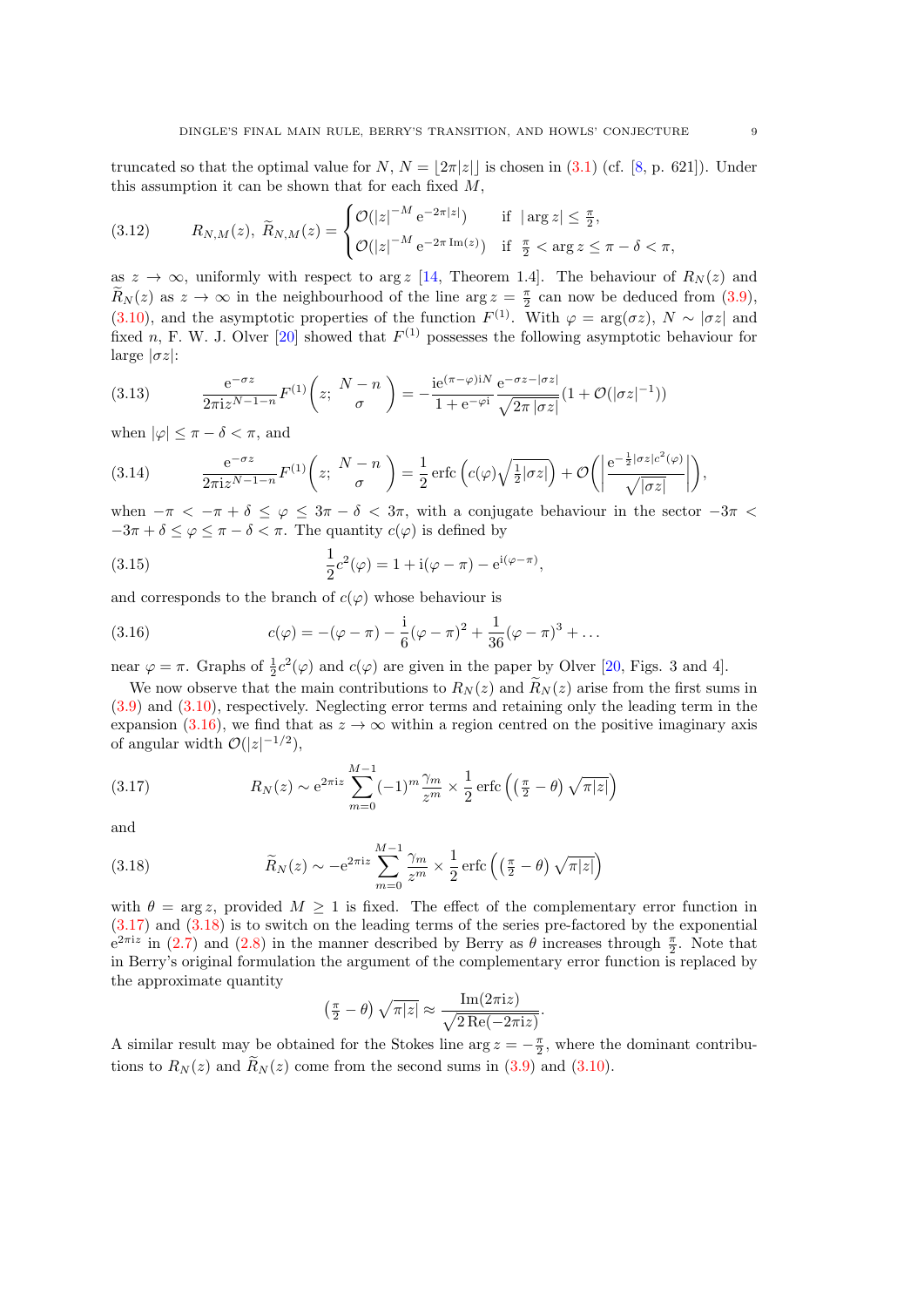truncated so that the optimal value for $N$, $N = \lfloor 2\pi|z| \rfloor$ is chosen in (3.1) (cf. [8, p. 621]). Under this assumption it can be shown that for each fixed $M$,

$$
R_{N,M}(z),\ \widetilde{R}_{N,M}(z) = \begin{cases} \mathcal{O}(|z|^{-M}\,\mathrm{e}^{-2\pi|z|}) & \text{if } \ |\arg z| \le \frac{\pi}{2}, \\ \mathcal{O}(|z|^{-M}\,\mathrm{e}^{-2\pi\,\mathrm{Im}(z)}) & \text{if } \ \frac{\pi}{2} < \arg z \le \pi - \delta < \pi, \end{cases} \tag{3.12}
$$

as $z \to \infty$, uniformly with respect to $\arg z$ [14, Theorem 1.4]. The behaviour of $R_N(z)$ and $\widetilde{R}_N(z)$ as $z \to \infty$ in the neighbourhood of the line $\arg z = \frac{\pi}{2}$ can now be deduced from (3.9), (3.10), and the asymptotic properties of the function $F^{(1)}$. With $\varphi = \arg(\sigma z)$, $N \sim |\sigma z|$ and fixed $n$, F. W. J. Olver [20] showed that $F^{(1)}$ possesses the following asymptotic behaviour for large $|\sigma z|$:

$$
\frac{\mathrm{e}^{-\sigma z}}{2\pi \mathrm{i} z^{N-1-n}} F^{(1)}\left( z;\ \begin{matrix} N-n \\ \sigma \end{matrix} \right) = -\frac{\mathrm{i}\mathrm{e}^{(\pi-\varphi)\mathrm{i}N}}{1+\mathrm{e}^{-\varphi\mathrm{i}}} \frac{\mathrm{e}^{-\sigma z - |\sigma z|}}{\sqrt{2\pi\,|\sigma z|}} (1 + \mathcal{O}(|\sigma z|^{-1})) \tag{3.13}
$$

when $|\varphi| \le \pi - \delta < \pi$, and

$$
\frac{\mathrm{e}^{-\sigma z}}{2\pi \mathrm{i} z^{N-1-n}} F^{(1)}\left( z;\ \begin{matrix} N-n \\ \sigma \end{matrix} \right) = \frac{1}{2}\,\mathrm{erfc}\left( c(\varphi)\sqrt{\tfrac{1}{2}|\sigma z|} \right) + \mathcal{O}\left( \left| \frac{\mathrm{e}^{-\frac{1}{2}|\sigma z| c^2(\varphi)}}{\sqrt{|\sigma z|}} \right| \right), \tag{3.14}
$$

when $-\pi < -\pi + \delta \le \varphi \le 3\pi - \delta < 3\pi$, with a conjugate behaviour in the sector $-3\pi < -3\pi + \delta \le \varphi \le \pi - \delta < \pi$. The quantity $c(\varphi)$ is defined by

$$
\frac{1}{2} c^2(\varphi) = 1 + \mathrm{i}(\varphi - \pi) - \mathrm{e}^{\mathrm{i}(\varphi - \pi)}, \tag{3.15}
$$

and corresponds to the branch of $c(\varphi)$ whose behaviour is

$$
c(\varphi) = -(\varphi - \pi) - \frac{\mathrm{i}}{6}(\varphi - \pi)^2 + \frac{1}{36}(\varphi - \pi)^3 + \ldots \tag{3.16}
$$

near $\varphi = \pi$. Graphs of $\frac{1}{2}c^2(\varphi)$ and $c(\varphi)$ are given in the paper by Olver [20, Figs. 3 and 4].

We now observe that the main contributions to $R_N(z)$ and $\widetilde{R}_N(z)$ arise from the first sums in (3.9) and (3.10), respectively. Neglecting error terms and retaining only the leading term in the expansion (3.16), we find that as $z \to \infty$ within a region centred on the positive imaginary axis of angular width $\mathcal{O}(|z|^{-1/2})$,

$$
R_N(z) \sim \mathrm{e}^{2\pi \mathrm{i} z} \sum_{m=0}^{M-1} (-1)^m \frac{\gamma_m}{z^m} \times \frac{1}{2}\,\mathrm{erfc}\left( \left(\tfrac{\pi}{2} - \theta\right)\sqrt{\pi|z|} \right) \tag{3.17}
$$

and

$$
\widetilde{R}_N(z) \sim -\mathrm{e}^{2\pi \mathrm{i} z} \sum_{m=0}^{M-1} \frac{\gamma_m}{z^m} \times \frac{1}{2}\,\mathrm{erfc}\left( \left(\tfrac{\pi}{2} - \theta\right)\sqrt{\pi|z|} \right) \tag{3.18}
$$

with $\theta = \arg z$, provided $M \ge 1$ is fixed. The effect of the complementary error function in (3.17) and (3.18) is to switch on the leading terms of the series pre-factored by the exponential $\mathrm{e}^{2\pi \mathrm{i} z}$ in (2.7) and (2.8) in the manner described by Berry as $\theta$ increases through $\frac{\pi}{2}$. Note that in Berry's original formulation the argument of the complementary error function is replaced by the approximate quantity

$$
\left(\tfrac{\pi}{2} - \theta\right)\sqrt{\pi|z|} \approx \frac{\mathrm{Im}(2\pi \mathrm{i} z)}{\sqrt{2\,\mathrm{Re}(-2\pi \mathrm{i} z)}}.
$$

A similar result may be obtained for the Stokes line $\arg z = -\frac{\pi}{2}$, where the dominant contributions to $R_N(z)$ and $\widetilde{R}_N(z)$ come from the second sums in (3.9) and (3.10).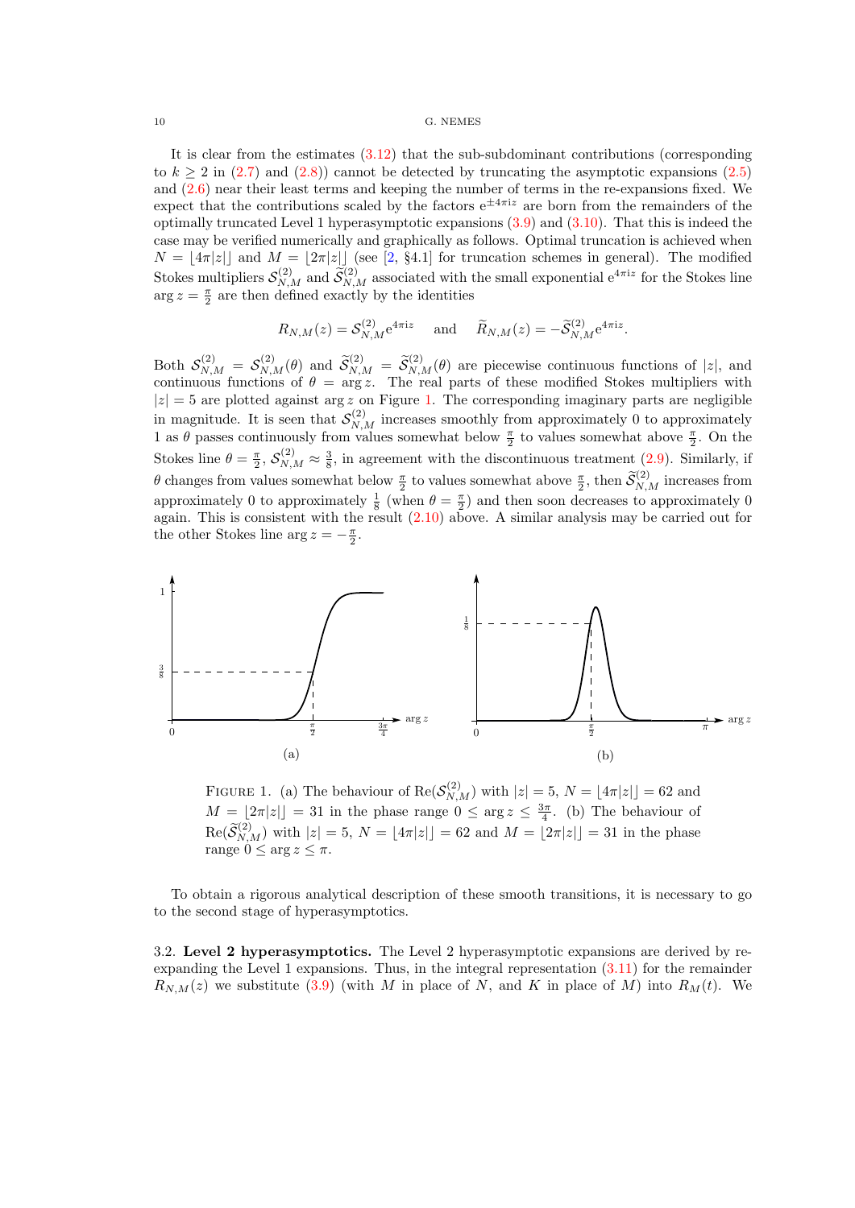It is clear from the estimates (3.12) that the sub-subdominant contributions (corresponding to $k \geq 2$ in (2.7) and (2.8)) cannot be detected by truncating the asymptotic expansions (2.5) and (2.6) near their least terms and keeping the number of terms in the re-expansions fixed. We expect that the contributions scaled by the factors $\mathrm{e}^{\pm 4\pi \mathrm{i} z}$ are born from the remainders of the optimally truncated Level 1 hyperasymptotic expansions (3.9) and (3.10). That this is indeed the case may be verified numerically and graphically as follows. Optimal truncation is achieved when $N = \lfloor 4\pi |z| \rfloor$ and $M = \lfloor 2\pi |z| \rfloor$ (see [2, §4.1] for truncation schemes in general). The modified Stokes multipliers $\mathcal{S}_{N,M}^{(2)}$ and $\widetilde{\mathcal{S}}_{N,M}^{(2)}$ associated with the small exponential $\mathrm{e}^{4\pi \mathrm{i} z}$ for the Stokes line $\arg z = \frac{\pi}{2}$ are then defined exactly by the identities

$$R_{N,M}(z) = \mathcal{S}_{N,M}^{(2)} \mathrm{e}^{4\pi \mathrm{i} z} \quad \text{ and } \quad \widetilde{R}_{N,M}(z) = -\widetilde{\mathcal{S}}_{N,M}^{(2)} \mathrm{e}^{4\pi \mathrm{i} z}.$$

Both $\mathcal{S}_{N,M}^{(2)} = \mathcal{S}_{N,M}^{(2)}(\theta)$ and $\widetilde{\mathcal{S}}_{N,M}^{(2)} = \widetilde{\mathcal{S}}_{N,M}^{(2)}(\theta)$ are piecewise continuous functions of $|z|$, and continuous functions of $\theta = \arg z$. The real parts of these modified Stokes multipliers with $|z| = 5$ are plotted against $\arg z$ on Figure 1. The corresponding imaginary parts are negligible in magnitude. It is seen that $\mathcal{S}_{N,M}^{(2)}$ increases smoothly from approximately 0 to approximately 1 as $\theta$ passes continuously from values somewhat below $\frac{\pi}{2}$ to values somewhat above $\frac{\pi}{2}$. On the Stokes line $\theta = \frac{\pi}{2}$, $\mathcal{S}_{N,M}^{(2)} \approx \frac{3}{8}$, in agreement with the discontinuous treatment (2.9). Similarly, if $\theta$ changes from values somewhat below $\frac{\pi}{2}$ to values somewhat above $\frac{\pi}{2}$, then $\widetilde{\mathcal{S}}_{N,M}^{(2)}$ increases from approximately 0 to approximately $\frac{1}{8}$ (when $\theta = \frac{\pi}{2}$) and then soon decreases to approximately 0 again. This is consistent with the result (2.10) above. A similar analysis may be carried out for the other Stokes line $\arg z = -\frac{\pi}{2}$.

FIGURE 1. (a) The behaviour of $\mathrm{Re}(\mathcal{S}_{N,M}^{(2)})$ with $|z| = 5$, $N = \lfloor 4\pi |z| \rfloor = 62$ and $M = \lfloor 2\pi |z| \rfloor = 31$ in the phase range $0 \leq \arg z \leq \frac{3\pi}{4}$. (b) The behaviour of $\mathrm{Re}(\widetilde{\mathcal{S}}_{N,M}^{(2)})$ with $|z| = 5$, $N = \lfloor 4\pi |z| \rfloor = 62$ and $M = \lfloor 2\pi |z| \rfloor = 31$ in the phase range $0 \leq \arg z \leq \pi$.

To obtain a rigorous analytical description of these smooth transitions, it is necessary to go to the second stage of hyperasymptotics.

### 3.2. Level 2 hyperasymptotics.

The Level 2 hyperasymptotic expansions are derived by re-expanding the Level 1 expansions. Thus, in the integral representation (3.11) for the remainder $R_{N,M}(z)$ we substitute (3.9) (with $M$ in place of $N$, and $K$ in place of $M$) into $R_M(t)$. We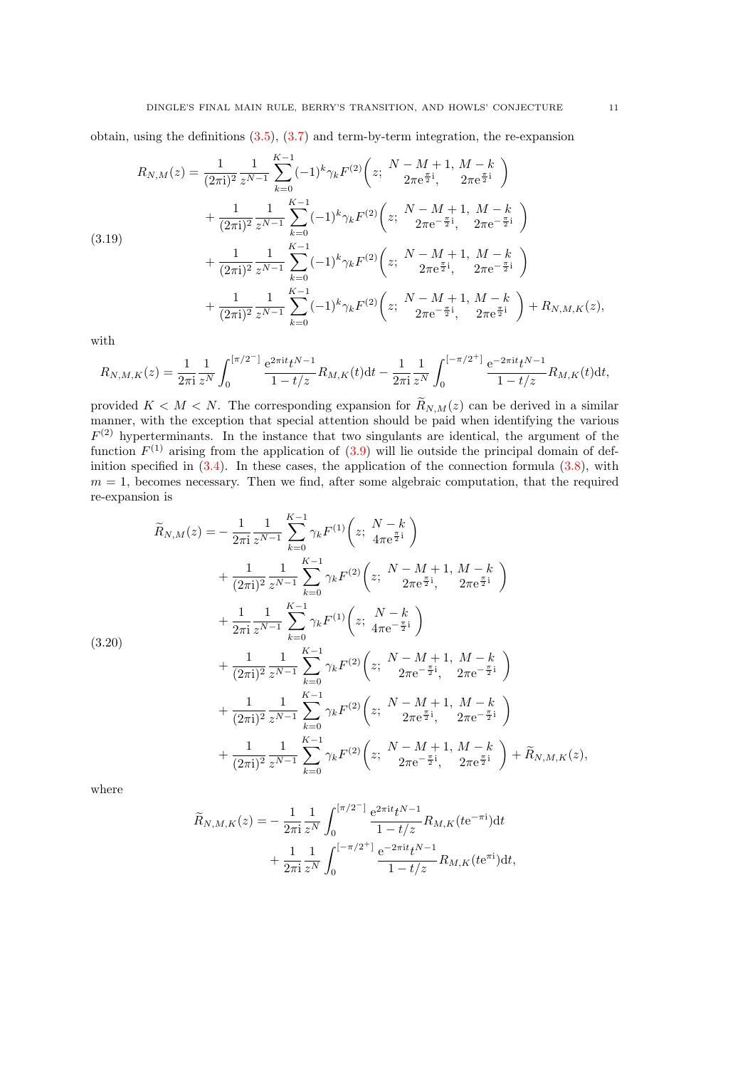obtain, using the definitions (3.5), (3.7) and term-by-term integration, the re-expansion

$$
\begin{aligned}
R_{N,M}(z) = {} & \frac{1}{(2\pi \mathrm{i})^2}\frac{1}{z^{N-1}}\sum_{k=0}^{K-1}(-1)^k\gamma_k F^{(2)}\left(z;\ \begin{matrix} N-M+1, & M-k \\ 2\pi \mathrm{e}^{\frac{\pi}{2}\mathrm{i}}, & 2\pi \mathrm{e}^{\frac{\pi}{2}\mathrm{i}} \end{matrix}\right) \\
& + \frac{1}{(2\pi \mathrm{i})^2}\frac{1}{z^{N-1}}\sum_{k=0}^{K-1}(-1)^k\gamma_k F^{(2)}\left(z;\ \begin{matrix} N-M+1, & M-k \\ 2\pi \mathrm{e}^{-\frac{\pi}{2}\mathrm{i}}, & 2\pi \mathrm{e}^{-\frac{\pi}{2}\mathrm{i}} \end{matrix}\right) \\
& + \frac{1}{(2\pi \mathrm{i})^2}\frac{1}{z^{N-1}}\sum_{k=0}^{K-1}(-1)^k\gamma_k F^{(2)}\left(z;\ \begin{matrix} N-M+1, & M-k \\ 2\pi \mathrm{e}^{\frac{\pi}{2}\mathrm{i}}, & 2\pi \mathrm{e}^{-\frac{\pi}{2}\mathrm{i}} \end{matrix}\right) \\
& + \frac{1}{(2\pi \mathrm{i})^2}\frac{1}{z^{N-1}}\sum_{k=0}^{K-1}(-1)^k\gamma_k F^{(2)}\left(z;\ \begin{matrix} N-M+1, & M-k \\ 2\pi \mathrm{e}^{-\frac{\pi}{2}\mathrm{i}}, & 2\pi \mathrm{e}^{\frac{\pi}{2}\mathrm{i}} \end{matrix}\right) + R_{N,M,K}(z),
\end{aligned}
\tag{3.19}
$$

with

$$
R_{N,M,K}(z) = \frac{1}{2\pi \mathrm{i}}\frac{1}{z^N}\int_0^{[\pi/2^-]}\frac{\mathrm{e}^{2\pi \mathrm{i}t}t^{N-1}}{1-t/z}R_{M,K}(t)\mathrm{d}t - \frac{1}{2\pi \mathrm{i}}\frac{1}{z^N}\int_0^{[-\pi/2^+]}\frac{\mathrm{e}^{-2\pi \mathrm{i}t}t^{N-1}}{1-t/z}R_{M,K}(t)\mathrm{d}t,
$$

provided $K < M < N$. The corresponding expansion for $\widetilde{R}_{N,M}(z)$ can be derived in a similar manner, with the exception that special attention should be paid when identifying the various $F^{(2)}$ hyperterminants. In the instance that two singulants are identical, the argument of the function $F^{(1)}$ arising from the application of (3.9) will lie outside the principal domain of definition specified in (3.4). In these cases, the application of the connection formula (3.8), with $m = 1$, becomes necessary. Then we find, after some algebraic computation, that the required re-expansion is

$$
\begin{aligned}
\widetilde{R}_{N,M}(z) = {} & -\frac{1}{2\pi \mathrm{i}}\frac{1}{z^{N-1}}\sum_{k=0}^{K-1}\gamma_k F^{(1)}\left(z;\ \begin{matrix} N-k \\ 4\pi \mathrm{e}^{\frac{\pi}{2}\mathrm{i}} \end{matrix}\right) \\
& + \frac{1}{(2\pi \mathrm{i})^2}\frac{1}{z^{N-1}}\sum_{k=0}^{K-1}\gamma_k F^{(2)}\left(z;\ \begin{matrix} N-M+1, & M-k \\ 2\pi \mathrm{e}^{\frac{\pi}{2}\mathrm{i}}, & 2\pi \mathrm{e}^{\frac{\pi}{2}\mathrm{i}} \end{matrix}\right) \\
& + \frac{1}{2\pi \mathrm{i}}\frac{1}{z^{N-1}}\sum_{k=0}^{K-1}\gamma_k F^{(1)}\left(z;\ \begin{matrix} N-k \\ 4\pi \mathrm{e}^{-\frac{\pi}{2}\mathrm{i}} \end{matrix}\right) \\
& + \frac{1}{(2\pi \mathrm{i})^2}\frac{1}{z^{N-1}}\sum_{k=0}^{K-1}\gamma_k F^{(2)}\left(z;\ \begin{matrix} N-M+1, & M-k \\ 2\pi \mathrm{e}^{-\frac{\pi}{2}\mathrm{i}}, & 2\pi \mathrm{e}^{-\frac{\pi}{2}\mathrm{i}} \end{matrix}\right) \\
& + \frac{1}{(2\pi \mathrm{i})^2}\frac{1}{z^{N-1}}\sum_{k=0}^{K-1}\gamma_k F^{(2)}\left(z;\ \begin{matrix} N-M+1, & M-k \\ 2\pi \mathrm{e}^{\frac{\pi}{2}\mathrm{i}}, & 2\pi \mathrm{e}^{-\frac{\pi}{2}\mathrm{i}} \end{matrix}\right) \\
& + \frac{1}{(2\pi \mathrm{i})^2}\frac{1}{z^{N-1}}\sum_{k=0}^{K-1}\gamma_k F^{(2)}\left(z;\ \begin{matrix} N-M+1, & M-k \\ 2\pi \mathrm{e}^{-\frac{\pi}{2}\mathrm{i}}, & 2\pi \mathrm{e}^{\frac{\pi}{2}\mathrm{i}} \end{matrix}\right) + \widetilde{R}_{N,M,K}(z),
\end{aligned}
\tag{3.20}
$$

where

$$
\begin{aligned}
\widetilde{R}_{N,M,K}(z) = {} & -\frac{1}{2\pi \mathrm{i}}\frac{1}{z^N}\int_0^{[\pi/2^-]}\frac{\mathrm{e}^{2\pi \mathrm{i}t}t^{N-1}}{1-t/z}R_{M,K}(t\mathrm{e}^{-\pi \mathrm{i}})\mathrm{d}t \\
& + \frac{1}{2\pi \mathrm{i}}\frac{1}{z^N}\int_0^{[-\pi/2^+]}\frac{\mathrm{e}^{-2\pi \mathrm{i}t}t^{N-1}}{1-t/z}R_{M,K}(t\mathrm{e}^{\pi \mathrm{i}})\mathrm{d}t,
\end{aligned}
$$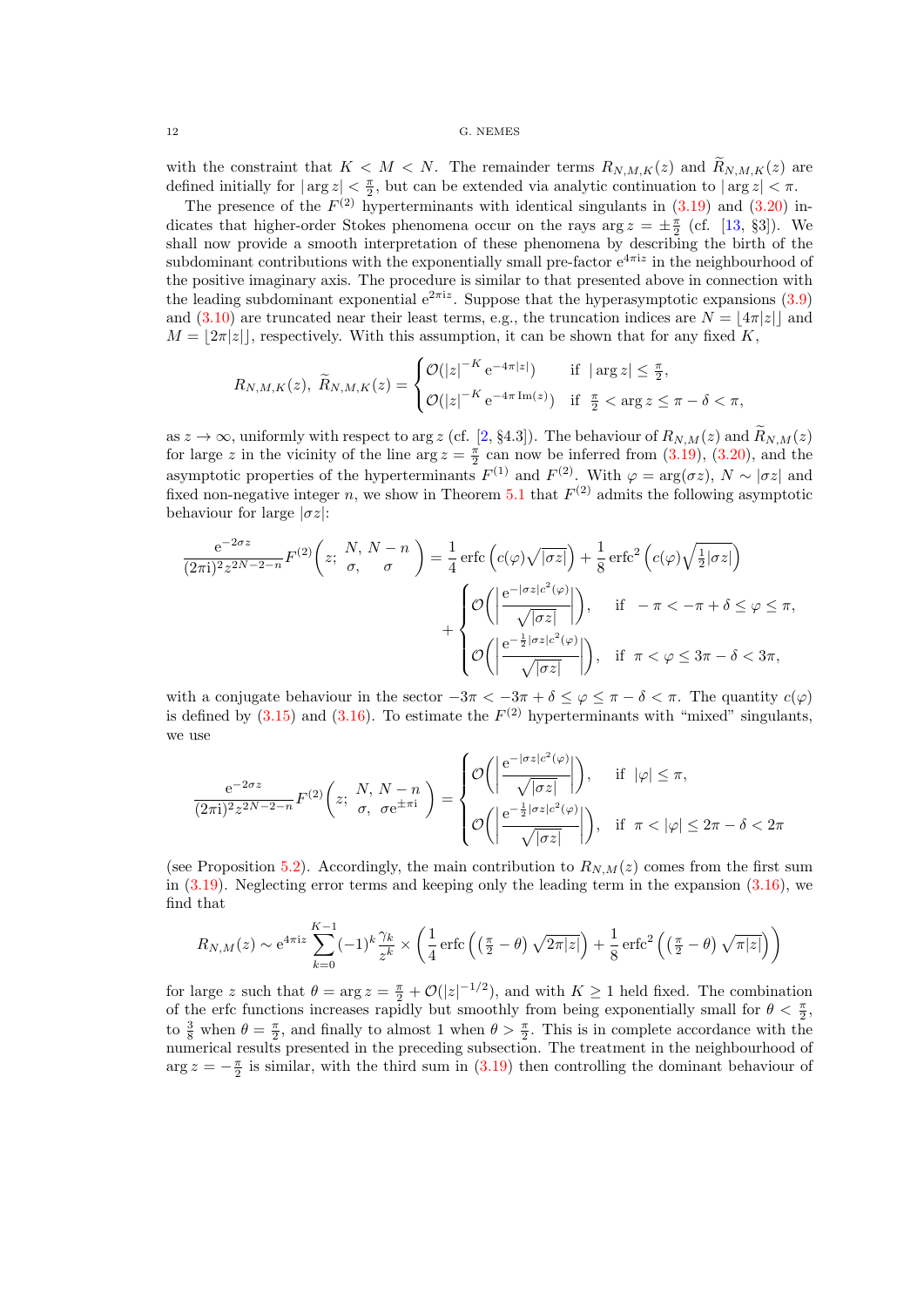with the constraint that $K < M < N$. The remainder terms $R_{N,M,K}(z)$ and $\widetilde{R}_{N,M,K}(z)$ are defined initially for $|\arg z| < \frac{\pi}{2}$, but can be extended via analytic continuation to $|\arg z| < \pi$.

The presence of the $F^{(2)}$ hyperterminants with identical singulants in (3.19) and (3.20) indicates that higher-order Stokes phenomena occur on the rays $\arg z = \pm\frac{\pi}{2}$ (cf. [13, §3]). We shall now provide a smooth interpretation of these phenomena by describing the birth of the subdominant contributions with the exponentially small pre-factor $e^{4\pi i z}$ in the neighbourhood of the positive imaginary axis. The procedure is similar to that presented above in connection with the leading subdominant exponential $e^{2\pi i z}$. Suppose that the hyperasymptotic expansions (3.9) and (3.10) are truncated near their least terms, e.g., the truncation indices are $N = \lfloor 4\pi|z|\rfloor$ and $M = \lfloor 2\pi|z|\rfloor$, respectively. With this assumption, it can be shown that for any fixed $K$,

$$
R_{N,M,K}(z),\ \widetilde{R}_{N,M,K}(z) = \begin{cases} \mathcal{O}(|z|^{-K} e^{-4\pi|z|}) & \text{if } |\arg z| \le \frac{\pi}{2}, \\ \mathcal{O}(|z|^{-K} e^{-4\pi \operatorname{Im}(z)}) & \text{if } \frac{\pi}{2} < \arg z \le \pi - \delta < \pi, \end{cases}
$$

as $z \to \infty$, uniformly with respect to $\arg z$ (cf. [2, §4.3]). The behaviour of $R_{N,M}(z)$ and $\widetilde{R}_{N,M}(z)$ for large $z$ in the vicinity of the line $\arg z = \frac{\pi}{2}$ can now be inferred from (3.19), (3.20), and the asymptotic properties of the hyperterminants $F^{(1)}$ and $F^{(2)}$. With $\varphi = \arg(\sigma z)$, $N \sim |\sigma z|$ and fixed non-negative integer $n$, we show in Theorem 5.1 that $F^{(2)}$ admits the following asymptotic behaviour for large $|\sigma z|$:

$$
\frac{e^{-2\sigma z}}{(2\pi i)^2 z^{2N-2-n}} F^{(2)}\left(z;\ \begin{matrix} N, & N-n \\ \sigma, & \sigma \end{matrix}\right) = \frac{1}{4}\operatorname{erfc}\left(c(\varphi)\sqrt{|\sigma z|}\right) + \frac{1}{8}\operatorname{erfc}^2\left(c(\varphi)\sqrt{\tfrac{1}{2}|\sigma z|}\right)
$$
$$
+ \begin{cases} \mathcal{O}\left(\left|\dfrac{e^{-|\sigma z| c^2(\varphi)}}{\sqrt{|\sigma z|}}\right|\right), & \text{if } -\pi < -\pi + \delta \le \varphi \le \pi, \\ \mathcal{O}\left(\left|\dfrac{e^{-\frac{1}{2}|\sigma z| c^2(\varphi)}}{\sqrt{|\sigma z|}}\right|\right), & \text{if } \pi < \varphi \le 3\pi - \delta < 3\pi, \end{cases}
$$

with a conjugate behaviour in the sector $-3\pi < -3\pi + \delta \le \varphi \le \pi - \delta < \pi$. The quantity $c(\varphi)$ is defined by (3.15) and (3.16). To estimate the $F^{(2)}$ hyperterminants with "mixed" singulants, we use

$$
\frac{e^{-2\sigma z}}{(2\pi i)^2 z^{2N-2-n}} F^{(2)}\left(z;\ \begin{matrix} N, & N-n \\ \sigma, & \sigma e^{\pm\pi i} \end{matrix}\right) = \begin{cases} \mathcal{O}\left(\left|\dfrac{e^{-|\sigma z| c^2(\varphi)}}{\sqrt{|\sigma z|}}\right|\right), & \text{if } |\varphi| \le \pi, \\ \mathcal{O}\left(\left|\dfrac{e^{-\frac{1}{2}|\sigma z| c^2(\varphi)}}{\sqrt{|\sigma z|}}\right|\right), & \text{if } \pi < |\varphi| \le 2\pi - \delta < 2\pi \end{cases}
$$

(see Proposition 5.2). Accordingly, the main contribution to $R_{N,M}(z)$ comes from the first sum in (3.19). Neglecting error terms and keeping only the leading term in the expansion (3.16), we find that

$$
R_{N,M}(z) \sim e^{4\pi i z} \sum_{k=0}^{K-1} (-1)^k \frac{\gamma_k}{z^k} \times \left(\frac{1}{4}\operatorname{erfc}\left(\left(\tfrac{\pi}{2} - \theta\right)\sqrt{2\pi|z|}\right) + \frac{1}{8}\operatorname{erfc}^2\left(\left(\tfrac{\pi}{2} - \theta\right)\sqrt{\pi|z|}\right)\right)
$$

for large $z$ such that $\theta = \arg z = \frac{\pi}{2} + \mathcal{O}(|z|^{-1/2})$, and with $K \ge 1$ held fixed. The combination of the erfc functions increases rapidly but smoothly from being exponentially small for $\theta < \frac{\pi}{2}$, to $\frac{3}{8}$ when $\theta = \frac{\pi}{2}$, and finally to almost 1 when $\theta > \frac{\pi}{2}$. This is in complete accordance with the numerical results presented in the preceding subsection. The treatment in the neighbourhood of $\arg z = -\frac{\pi}{2}$ is similar, with the third sum in (3.19) then controlling the dominant behaviour of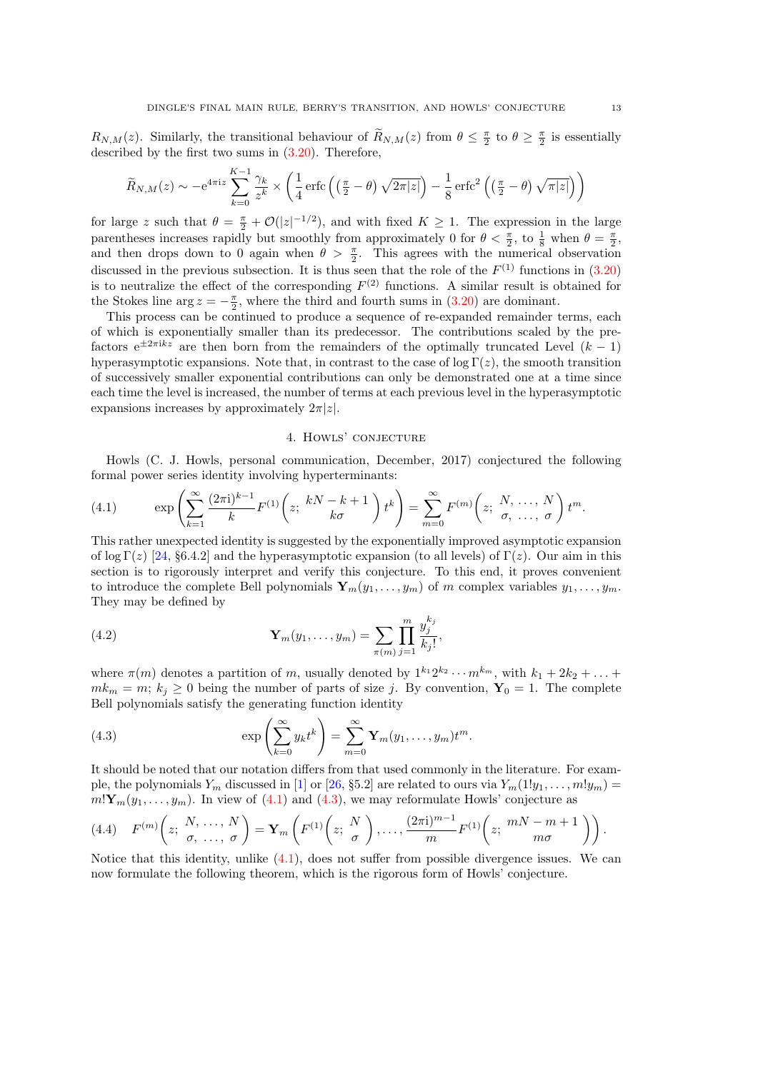$R_{N,M}(z)$. Similarly, the transitional behaviour of $\widetilde{R}_{N,M}(z)$ from $\theta \le \frac{\pi}{2}$ to $\theta \ge \frac{\pi}{2}$ is essentially described by the first two sums in (3.20). Therefore,

$$\widetilde{R}_{N,M}(z) \sim -\mathrm{e}^{4\pi \mathrm{i}z} \sum_{k=0}^{K-1} \frac{\gamma_k}{z^k} \times \left( \frac{1}{4}\operatorname{erfc}\left( \left(\tfrac{\pi}{2} - \theta\right) \sqrt{2\pi |z|} \right) - \frac{1}{8}\operatorname{erfc}^2\left( \left(\tfrac{\pi}{2} - \theta\right) \sqrt{\pi |z|} \right) \right)$$

for large $z$ such that $\theta = \frac{\pi}{2} + \mathcal{O}(|z|^{-1/2})$, and with fixed $K \ge 1$. The expression in the large parentheses increases rapidly but smoothly from approximately 0 for $\theta < \frac{\pi}{2}$, to $\frac{1}{8}$ when $\theta = \frac{\pi}{2}$, and then drops down to 0 again when $\theta > \frac{\pi}{2}$. This agrees with the numerical observation discussed in the previous subsection. It is thus seen that the role of the $F^{(1)}$ functions in (3.20) is to neutralize the effect of the corresponding $F^{(2)}$ functions. A similar result is obtained for the Stokes line $\arg z = -\frac{\pi}{2}$, where the third and fourth sums in (3.20) are dominant.

This process can be continued to produce a sequence of re-expanded remainder terms, each of which is exponentially smaller than its predecessor. The contributions scaled by the prefactors $\mathrm{e}^{\pm 2\pi \mathrm{i}kz}$ are then born from the remainders of the optimally truncated Level $(k-1)$ hyperasymptotic expansions. Note that, in contrast to the case of $\log \Gamma(z)$, the smooth transition of successively smaller exponential contributions can only be demonstrated one at a time since each time the level is increased, the number of terms at each previous level in the hyperasymptotic expansions increases by approximately $2\pi|z|$.

## 4. Howls' conjecture

Howls (C. J. Howls, personal communication, December, 2017) conjectured the following formal power series identity involving hyperterminants:

$$\exp\left( \sum_{k=1}^{\infty} \frac{(2\pi \mathrm{i})^{k-1}}{k} F^{(1)}\!\left( z;\ \begin{matrix} kN - k + 1 \\ k\sigma \end{matrix} \right) t^k \right) = \sum_{m=0}^{\infty} F^{(m)}\!\left( z;\ \begin{matrix} N, \ldots, N \\ \sigma, \ldots, \sigma \end{matrix} \right) t^m. \tag{4.1}$$

This rather unexpected identity is suggested by the exponentially improved asymptotic expansion of $\log \Gamma(z)$ [24, §6.4.2] and the hyperasymptotic expansion (to all levels) of $\Gamma(z)$. Our aim in this section is to rigorously interpret and verify this conjecture. To this end, it proves convenient to introduce the complete Bell polynomials $\mathbf{Y}_m(y_1, \ldots, y_m)$ of $m$ complex variables $y_1, \ldots, y_m$. They may be defined by

$$\mathbf{Y}_m(y_1, \ldots, y_m) = \sum_{\pi(m)} \prod_{j=1}^{m} \frac{y_j^{k_j}}{k_j!}, \tag{4.2}$$

where $\pi(m)$ denotes a partition of $m$, usually denoted by $1^{k_1}2^{k_2}\cdots m^{k_m}$, with $k_1 + 2k_2 + \ldots + mk_m = m$; $k_j \ge 0$ being the number of parts of size $j$. By convention, $\mathbf{Y}_0 = 1$. The complete Bell polynomials satisfy the generating function identity

$$\exp\left( \sum_{k=0}^{\infty} y_k t^k \right) = \sum_{m=0}^{\infty} \mathbf{Y}_m(y_1, \ldots, y_m) t^m. \tag{4.3}$$

It should be noted that our notation differs from that used commonly in the literature. For example, the polynomials $Y_m$ discussed in [1] or [26, §5.2] are related to ours via $Y_m(1!y_1, \ldots, m!y_m) = m!\mathbf{Y}_m(y_1, \ldots, y_m)$. In view of (4.1) and (4.3), we may reformulate Howls' conjecture as

$$F^{(m)}\!\left( z;\ \begin{matrix} N, \ldots, N \\ \sigma, \ldots, \sigma \end{matrix} \right) = \mathbf{Y}_m\left( F^{(1)}\!\left( z;\ \begin{matrix} N \\ \sigma \end{matrix} \right), \ldots, \frac{(2\pi \mathrm{i})^{m-1}}{m} F^{(1)}\!\left( z;\ \begin{matrix} mN - m + 1 \\ m\sigma \end{matrix} \right) \right). \tag{4.4}$$

Notice that this identity, unlike (4.1), does not suffer from possible divergence issues. We can now formulate the following theorem, which is the rigorous form of Howls' conjecture.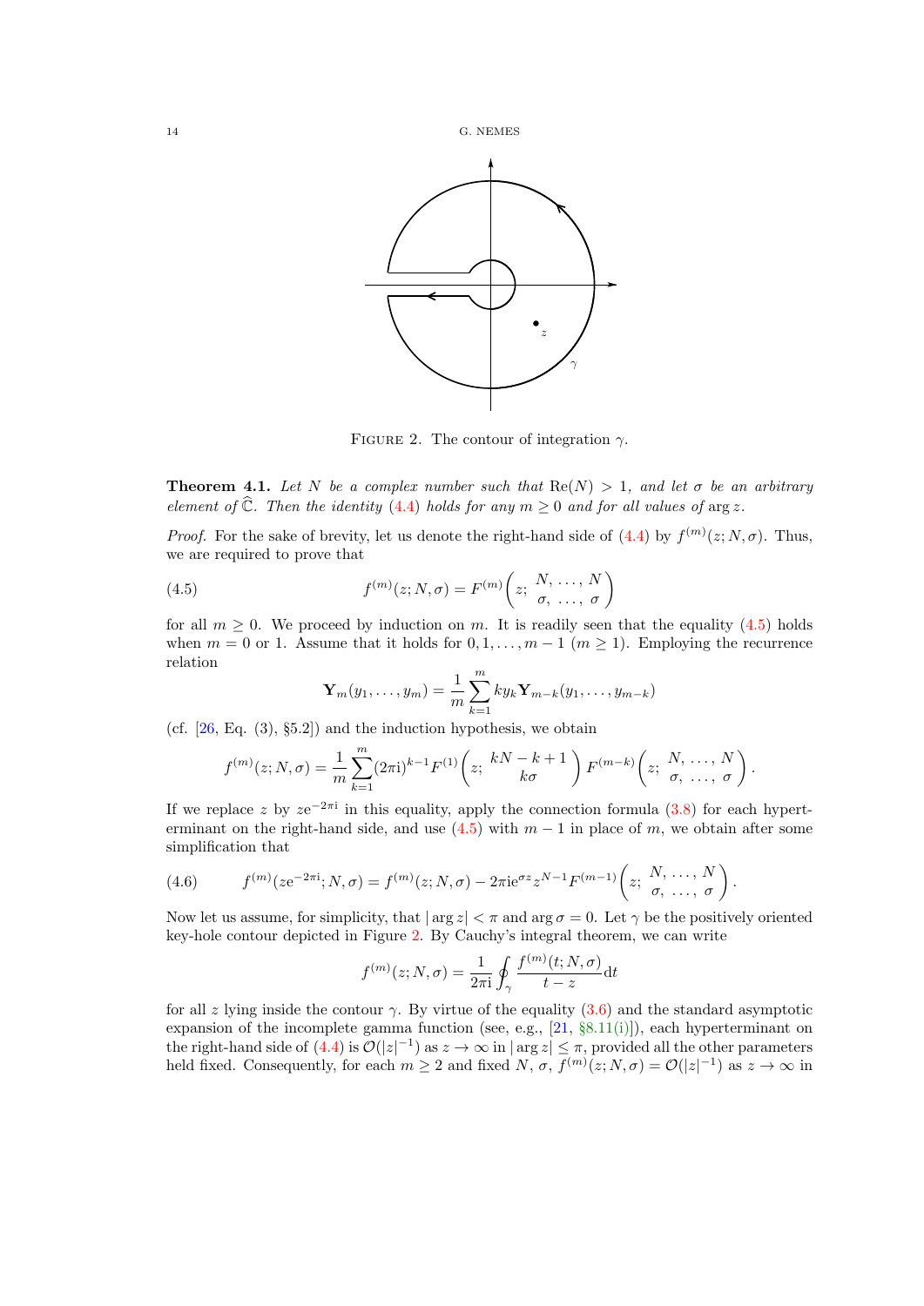FIGURE 2. The contour of integration $\gamma$.

**Theorem 4.1.** *Let $N$ be a complex number such that $\operatorname{Re}(N) > 1$, and let $\sigma$ be an arbitrary element of $\widehat{\mathbb{C}}$. Then the identity (4.4) holds for any $m \ge 0$ and for all values of $\arg z$.*

*Proof.* For the sake of brevity, let us denote the right-hand side of (4.4) by $f^{(m)}(z; N, \sigma)$. Thus, we are required to prove that

$$f^{(m)}(z; N, \sigma) = F^{(m)}\left(z;\, \begin{matrix} N, \, \ldots, \, N \\ \sigma, \, \ldots, \, \sigma \end{matrix}\right) \tag{4.5}$$

for all $m \ge 0$. We proceed by induction on $m$. It is readily seen that the equality (4.5) holds when $m = 0$ or 1. Assume that it holds for $0, 1, \ldots, m-1$ ($m \ge 1$). Employing the recurrence relation

$$\mathbf{Y}_m(y_1, \ldots, y_m) = \frac{1}{m}\sum_{k=1}^{m} k y_k \mathbf{Y}_{m-k}(y_1, \ldots, y_{m-k})$$

(cf. [26, Eq. (3), §5.2]) and the induction hypothesis, we obtain

$$f^{(m)}(z; N, \sigma) = \frac{1}{m}\sum_{k=1}^{m} (2\pi \mathrm{i})^{k-1} F^{(1)}\left(z;\, \begin{matrix} kN - k + 1 \\ k\sigma \end{matrix}\right) F^{(m-k)}\left(z;\, \begin{matrix} N, \, \ldots, \, N \\ \sigma, \, \ldots, \, \sigma \end{matrix}\right).$$

If we replace $z$ by $z\mathrm{e}^{-2\pi \mathrm{i}}$ in this equality, apply the connection formula (3.8) for each hyperterminant on the right-hand side, and use (4.5) with $m-1$ in place of $m$, we obtain after some simplification that

$$f^{(m)}(z\mathrm{e}^{-2\pi \mathrm{i}}; N, \sigma) = f^{(m)}(z; N, \sigma) - 2\pi \mathrm{i}\mathrm{e}^{\sigma z} z^{N-1} F^{(m-1)}\left(z;\, \begin{matrix} N, \, \ldots, \, N \\ \sigma, \, \ldots, \, \sigma \end{matrix}\right). \tag{4.6}$$

Now let us assume, for simplicity, that $|\arg z| < \pi$ and $\arg \sigma = 0$. Let $\gamma$ be the positively oriented key-hole contour depicted in Figure 2. By Cauchy's integral theorem, we can write

$$f^{(m)}(z; N, \sigma) = \frac{1}{2\pi \mathrm{i}} \oint_{\gamma} \frac{f^{(m)}(t; N, \sigma)}{t - z} \mathrm{d}t$$

for all $z$ lying inside the contour $\gamma$. By virtue of the equality (3.6) and the standard asymptotic expansion of the incomplete gamma function (see, e.g., [21, §8.11(i)]), each hyperterminant on the right-hand side of (4.4) is $\mathcal{O}(|z|^{-1})$ as $z \to \infty$ in $|\arg z| \le \pi$, provided all the other parameters held fixed. Consequently, for each $m \ge 2$ and fixed $N$, $\sigma$, $f^{(m)}(z; N, \sigma) = \mathcal{O}(|z|^{-1})$ as $z \to \infty$ in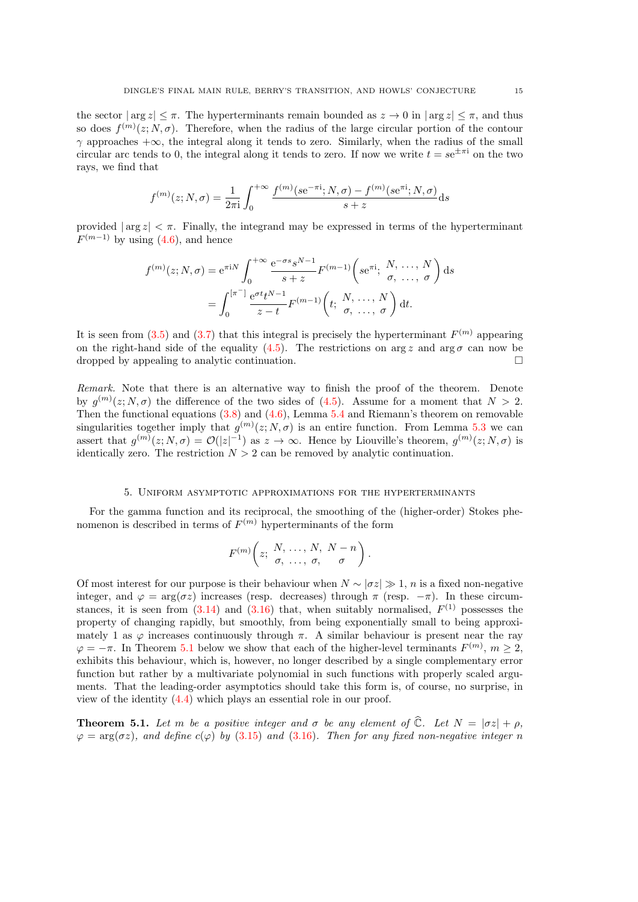the sector $|\arg z| \le \pi$. The hyperterminants remain bounded as $z \to 0$ in $|\arg z| \le \pi$, and thus so does $f^{(m)}(z; N, \sigma)$. Therefore, when the radius of the large circular portion of the contour $\gamma$ approaches $+\infty$, the integral along it tends to zero. Similarly, when the radius of the small circular arc tends to 0, the integral along it tends to zero. If now we write $t = s\mathrm{e}^{\pm\pi\mathrm{i}}$ on the two rays, we find that

$$f^{(m)}(z; N, \sigma) = \frac{1}{2\pi\mathrm{i}} \int_0^{+\infty} \frac{f^{(m)}(s\mathrm{e}^{-\pi\mathrm{i}}; N, \sigma) - f^{(m)}(s\mathrm{e}^{\pi\mathrm{i}}; N, \sigma)}{s+z} \mathrm{d}s$$

provided $|\arg z| < \pi$. Finally, the integrand may be expressed in terms of the hyperterminant $F^{(m-1)}$ by using (4.6), and hence

$$\begin{aligned} f^{(m)}(z; N, \sigma) &= \mathrm{e}^{\pi\mathrm{i}N} \int_0^{+\infty} \frac{\mathrm{e}^{-\sigma s} s^{N-1}}{s+z} F^{(m-1)}\left( s\mathrm{e}^{\pi\mathrm{i}};\ \begin{matrix} N, & \ldots, & N \\ \sigma, & \ldots, & \sigma \end{matrix} \right) \mathrm{d}s \\ &= \int_0^{[\pi^-]} \frac{\mathrm{e}^{\sigma t} t^{N-1}}{z-t} F^{(m-1)}\left( t;\ \begin{matrix} N, & \ldots, & N \\ \sigma, & \ldots, & \sigma \end{matrix} \right) \mathrm{d}t. \end{aligned}$$

It is seen from (3.5) and (3.7) that this integral is precisely the hyperterminant $F^{(m)}$ appearing on the right-hand side of the equality (4.5). The restrictions on $\arg z$ and $\arg \sigma$ can now be dropped by appealing to analytic continuation. $\square$

*Remark.* Note that there is an alternative way to finish the proof of the theorem. Denote by $g^{(m)}(z; N, \sigma)$ the difference of the two sides of (4.5). Assume for a moment that $N > 2$. Then the functional equations (3.8) and (4.6), Lemma 5.4 and Riemann's theorem on removable singularities together imply that $g^{(m)}(z; N, \sigma)$ is an entire function. From Lemma 5.3 we can assert that $g^{(m)}(z; N, \sigma) = \mathcal{O}(|z|^{-1})$ as $z \to \infty$. Hence by Liouville's theorem, $g^{(m)}(z; N, \sigma)$ is identically zero. The restriction $N > 2$ can be removed by analytic continuation.

## 5. Uniform asymptotic approximations for the hyperterminants

For the gamma function and its reciprocal, the smoothing of the (higher-order) Stokes phenomenon is described in terms of $F^{(m)}$ hyperterminants of the form

$$F^{(m)}\left( z;\ \begin{matrix} N, & \ldots, & N, & N-n \\ \sigma, & \ldots, & \sigma, & \sigma \end{matrix} \right).$$

Of most interest for our purpose is their behaviour when $N \sim |\sigma z| \gg 1$, $n$ is a fixed non-negative integer, and $\varphi = \arg(\sigma z)$ increases (resp. decreases) through $\pi$ (resp. $-\pi$). In these circumstances, it is seen from (3.14) and (3.16) that, when suitably normalised, $F^{(1)}$ possesses the property of changing rapidly, but smoothly, from being exponentially small to being approximately 1 as $\varphi$ increases continuously through $\pi$. A similar behaviour is present near the ray $\varphi = -\pi$. In Theorem 5.1 below we show that each of the higher-level terminants $F^{(m)}$, $m \ge 2$, exhibits this behaviour, which is, however, no longer described by a single complementary error function but rather by a multivariate polynomial in such functions with properly scaled arguments. That the leading-order asymptotics should take this form is, of course, no surprise, in view of the identity (4.4) which plays an essential role in our proof.

**Theorem 5.1.** *Let $m$ be a positive integer and $\sigma$ be any element of $\widehat{\mathbb{C}}$. Let $N = |\sigma z| + \rho$, $\varphi = \arg(\sigma z)$, and define $c(\varphi)$ by (3.15) and (3.16). Then for any fixed non-negative integer $n$*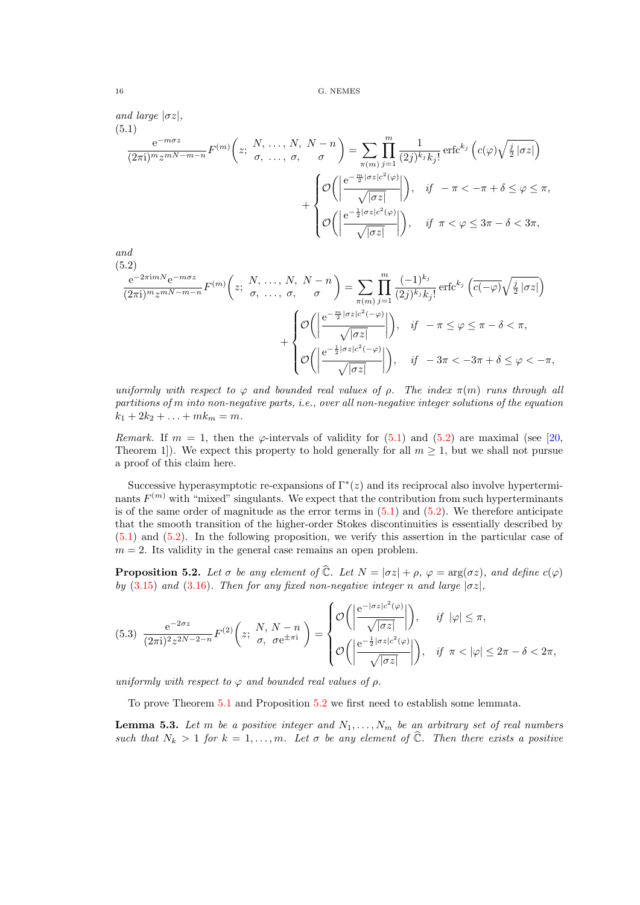*and large* $|\sigma z|$,

(5.1)

$$\frac{\mathrm{e}^{-m\sigma z}}{(2\pi\mathrm{i})^m z^{mN-m-n}} F^{(m)}\left(z;\ \begin{matrix} N, & \ldots, & N, & N-n \\ \sigma, & \ldots, & \sigma, & \sigma \end{matrix}\right) = \sum_{\pi(m)} \prod_{j=1}^{m} \frac{1}{(2j)^{k_j} k_j!} \operatorname{erfc}^{k_j}\left(c(\varphi)\sqrt{\tfrac{j}{2}|\sigma z|}\right)$$
$$+ \begin{cases} \mathcal{O}\left(\left|\dfrac{\mathrm{e}^{-\frac{m}{2}|\sigma z| c^2(\varphi)}}{\sqrt{|\sigma z|}}\right|\right), & \text{if } -\pi < -\pi + \delta \le \varphi \le \pi, \\ \mathcal{O}\left(\left|\dfrac{\mathrm{e}^{-\frac{1}{2}|\sigma z| c^2(\varphi)}}{\sqrt{|\sigma z|}}\right|\right), & \text{if } \pi < \varphi \le 3\pi - \delta < 3\pi, \end{cases}$$

*and*

(5.2)

$$\frac{\mathrm{e}^{-2\pi\mathrm{i}mN}\mathrm{e}^{-m\sigma z}}{(2\pi\mathrm{i})^m z^{mN-m-n}} F^{(m)}\left(z;\ \begin{matrix} N, & \ldots, & N, & N-n \\ \sigma, & \ldots, & \sigma, & \sigma \end{matrix}\right) = \sum_{\pi(m)} \prod_{j=1}^{m} \frac{(-1)^{k_j}}{(2j)^{k_j} k_j!} \operatorname{erfc}^{k_j}\left(\overline{c(-\varphi)}\sqrt{\tfrac{j}{2}|\sigma z|}\right)$$
$$+ \begin{cases} \mathcal{O}\left(\left|\dfrac{\mathrm{e}^{-\frac{m}{2}|\sigma z| c^2(-\varphi)}}{\sqrt{|\sigma z|}}\right|\right), & \text{if } -\pi \le \varphi \le \pi - \delta < \pi, \\ \mathcal{O}\left(\left|\dfrac{\mathrm{e}^{-\frac{1}{2}|\sigma z| c^2(-\varphi)}}{\sqrt{|\sigma z|}}\right|\right), & \text{if } -3\pi < -3\pi + \delta \le \varphi < -\pi, \end{cases}$$

*uniformly with respect to* $\varphi$ *and bounded real values of* $\rho$. *The index* $\pi(m)$ *runs through all partitions of* $m$ *into non-negative parts, i.e., over all non-negative integer solutions of the equation* $k_1 + 2k_2 + \ldots + mk_m = m$.

*Remark.* If $m = 1$, then the $\varphi$-intervals of validity for (5.1) and (5.2) are maximal (see [20, Theorem 1]). We expect this property to hold generally for all $m \ge 1$, but we shall not pursue a proof of this claim here.

Successive hyperasymptotic re-expansions of $\Gamma^*(z)$ and its reciprocal also involve hyperterminants $F^{(m)}$ with "mixed" singulants. We expect that the contribution from such hyperterminants is of the same order of magnitude as the error terms in (5.1) and (5.2). We therefore anticipate that the smooth transition of the higher-order Stokes discontinuities is essentially described by (5.1) and (5.2). In the following proposition, we verify this assertion in the particular case of $m = 2$. Its validity in the general case remains an open problem.

**Proposition 5.2.** *Let* $\sigma$ *be any element of* $\widehat{\mathbb{C}}$. *Let* $N = |\sigma z| + \rho$, $\varphi = \arg(\sigma z)$, *and define* $c(\varphi)$ *by* (3.15) *and* (3.16). *Then for any fixed non-negative integer* $n$ *and large* $|\sigma z|$,

$$\frac{\mathrm{e}^{-2\sigma z}}{(2\pi\mathrm{i})^2 z^{2N-2-n}} F^{(2)}\left(z;\ \begin{matrix} N, & N-n \\ \sigma, & \sigma\mathrm{e}^{\pm\pi\mathrm{i}} \end{matrix}\right) = \begin{cases} \mathcal{O}\left(\left|\dfrac{\mathrm{e}^{-|\sigma z| c^2(\varphi)}}{\sqrt{|\sigma z|}}\right|\right), & \text{if } |\varphi| \le \pi, \\ \mathcal{O}\left(\left|\dfrac{\mathrm{e}^{-\frac{1}{2}|\sigma z| c^2(\varphi)}}{\sqrt{|\sigma z|}}\right|\right), & \text{if } \pi < |\varphi| \le 2\pi - \delta < 2\pi, \end{cases} \tag{5.3}$$

*uniformly with respect to* $\varphi$ *and bounded real values of* $\rho$.

To prove Theorem 5.1 and Proposition 5.2 we first need to establish some lemmata.

**Lemma 5.3.** *Let* $m$ *be a positive integer and* $N_1, \ldots, N_m$ *be an arbitrary set of real numbers such that* $N_k > 1$ *for* $k = 1, \ldots, m$. *Let* $\sigma$ *be any element of* $\widehat{\mathbb{C}}$. *Then there exists a positive*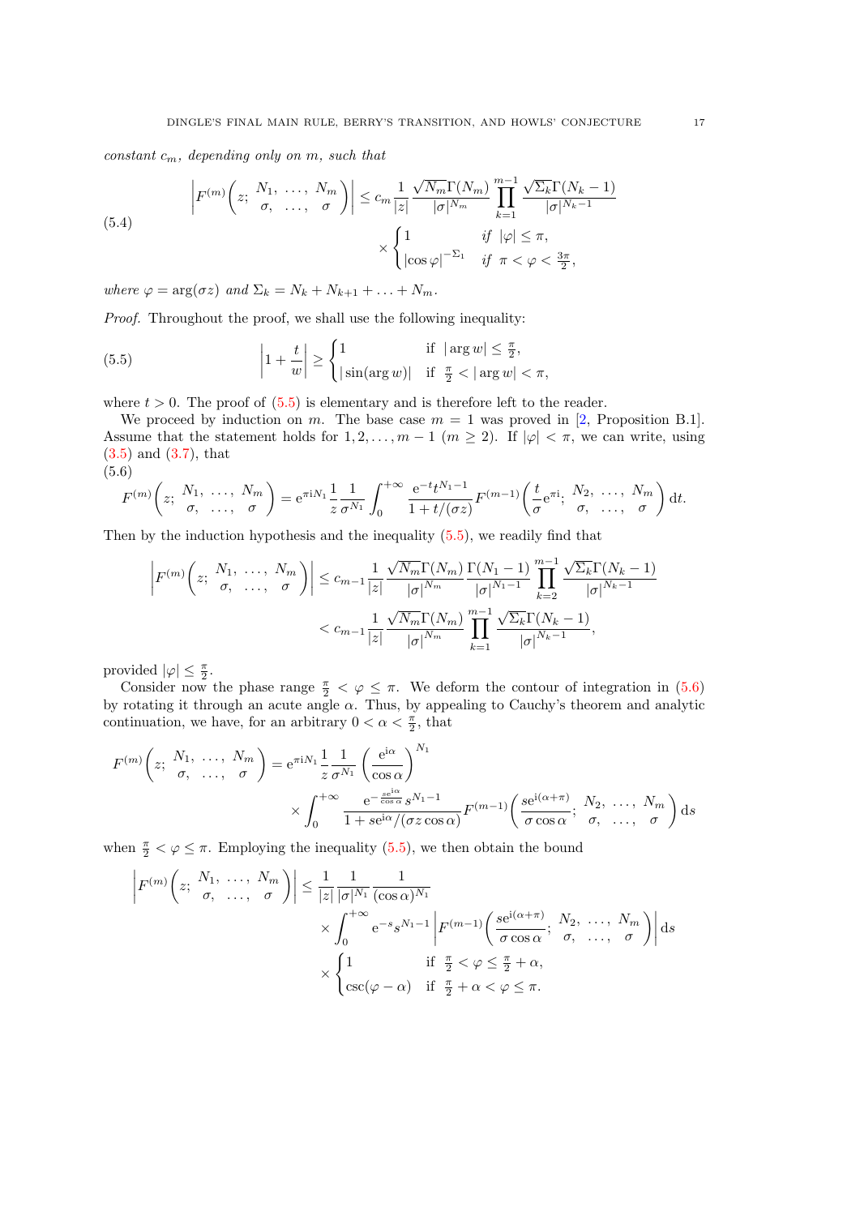constant $c_m$, depending only on $m$, such that

$$
\left| F^{(m)}\left(z;\ \begin{matrix} N_1, & \ldots, & N_m \\ \sigma, & \ldots, & \sigma \end{matrix}\right)\right| \le c_m \frac{1}{|z|} \frac{\sqrt{N_m}\Gamma(N_m)}{|\sigma|^{N_m}} \prod_{k=1}^{m-1} \frac{\sqrt{\Sigma_k}\Gamma(N_k-1)}{|\sigma|^{N_k-1}} \times \begin{cases} 1 & \text{if } |\varphi| \le \pi, \\ |\cos\varphi|^{-\Sigma_1} & \text{if } \pi < \varphi < \frac{3\pi}{2}, \end{cases} \tag{5.4}
$$

*where* $\varphi = \arg(\sigma z)$ *and* $\Sigma_k = N_k + N_{k+1} + \ldots + N_m$.

*Proof.* Throughout the proof, we shall use the following inequality:

$$
\left|1 + \frac{t}{w}\right| \ge \begin{cases} 1 & \text{if } \ |\arg w| \le \frac{\pi}{2}, \\ |\sin(\arg w)| & \text{if } \ \frac{\pi}{2} < |\arg w| < \pi, \end{cases} \tag{5.5}
$$

where $t > 0$. The proof of (5.5) is elementary and is therefore left to the reader.

We proceed by induction on $m$. The base case $m = 1$ was proved in [2, Proposition B.1]. Assume that the statement holds for $1, 2, \ldots, m-1$ ($m \ge 2$). If $|\varphi| < \pi$, we can write, using (3.5) and (3.7), that

$$
F^{(m)}\left(z;\ \begin{matrix} N_1, & \ldots, & N_m \\ \sigma, & \ldots, & \sigma \end{matrix}\right) = \mathrm{e}^{\pi \mathrm{i} N_1} \frac{1}{z} \frac{1}{\sigma^{N_1}} \int_0^{+\infty} \frac{\mathrm{e}^{-t} t^{N_1 - 1}}{1 + t/(\sigma z)} F^{(m-1)}\left(\frac{t}{\sigma}\mathrm{e}^{\pi \mathrm{i}};\ \begin{matrix} N_2, & \ldots, & N_m \\ \sigma, & \ldots, & \sigma \end{matrix}\right) \mathrm{d}t. \tag{5.6}
$$

Then by the induction hypothesis and the inequality (5.5), we readily find that

$$
\begin{aligned}
\left| F^{(m)}\left(z;\ \begin{matrix} N_1, & \ldots, & N_m \\ \sigma, & \ldots, & \sigma \end{matrix}\right)\right| &\le c_{m-1} \frac{1}{|z|} \frac{\sqrt{N_m}\Gamma(N_m)}{|\sigma|^{N_m}} \frac{\Gamma(N_1 - 1)}{|\sigma|^{N_1 - 1}} \prod_{k=2}^{m-1} \frac{\sqrt{\Sigma_k}\Gamma(N_k-1)}{|\sigma|^{N_k-1}} \\
&< c_{m-1} \frac{1}{|z|} \frac{\sqrt{N_m}\Gamma(N_m)}{|\sigma|^{N_m}} \prod_{k=1}^{m-1} \frac{\sqrt{\Sigma_k}\Gamma(N_k-1)}{|\sigma|^{N_k-1}},
\end{aligned}
$$

provided $|\varphi| \le \frac{\pi}{2}$.

Consider now the phase range $\frac{\pi}{2} < \varphi \le \pi$. We deform the contour of integration in (5.6) by rotating it through an acute angle $\alpha$. Thus, by appealing to Cauchy's theorem and analytic continuation, we have, for an arbitrary $0 < \alpha < \frac{\pi}{2}$, that

$$
\begin{aligned}
F^{(m)}\left(z;\ \begin{matrix} N_1, & \ldots, & N_m \\ \sigma, & \ldots, & \sigma \end{matrix}\right) &= \mathrm{e}^{\pi \mathrm{i} N_1} \frac{1}{z} \frac{1}{\sigma^{N_1}} \left(\frac{\mathrm{e}^{\mathrm{i}\alpha}}{\cos\alpha}\right)^{N_1} \\
&\quad \times \int_0^{+\infty} \frac{\mathrm{e}^{-\frac{s\mathrm{e}^{\mathrm{i}\alpha}}{\cos\alpha}} s^{N_1 - 1}}{1 + s\mathrm{e}^{\mathrm{i}\alpha}/(\sigma z \cos\alpha)} F^{(m-1)}\left(\frac{s\mathrm{e}^{\mathrm{i}(\alpha+\pi)}}{\sigma\cos\alpha};\ \begin{matrix} N_2, & \ldots, & N_m \\ \sigma, & \ldots, & \sigma \end{matrix}\right) \mathrm{d}s
\end{aligned}
$$

when $\frac{\pi}{2} < \varphi \le \pi$. Employing the inequality (5.5), we then obtain the bound

$$
\begin{aligned}
\left| F^{(m)}\left(z;\ \begin{matrix} N_1, & \ldots, & N_m \\ \sigma, & \ldots, & \sigma \end{matrix}\right)\right| &\le \frac{1}{|z|} \frac{1}{|\sigma|^{N_1}} \frac{1}{(\cos\alpha)^{N_1}} \\
&\quad \times \int_0^{+\infty} \mathrm{e}^{-s} s^{N_1 - 1} \left| F^{(m-1)}\left(\frac{s\mathrm{e}^{\mathrm{i}(\alpha+\pi)}}{\sigma\cos\alpha};\ \begin{matrix} N_2, & \ldots, & N_m \\ \sigma, & \ldots, & \sigma \end{matrix}\right)\right| \mathrm{d}s \\
&\quad \times \begin{cases} 1 & \text{if } \ \frac{\pi}{2} < \varphi \le \frac{\pi}{2} + \alpha, \\ \csc(\varphi - \alpha) & \text{if } \ \frac{\pi}{2} + \alpha < \varphi \le \pi. \end{cases}
\end{aligned}
$$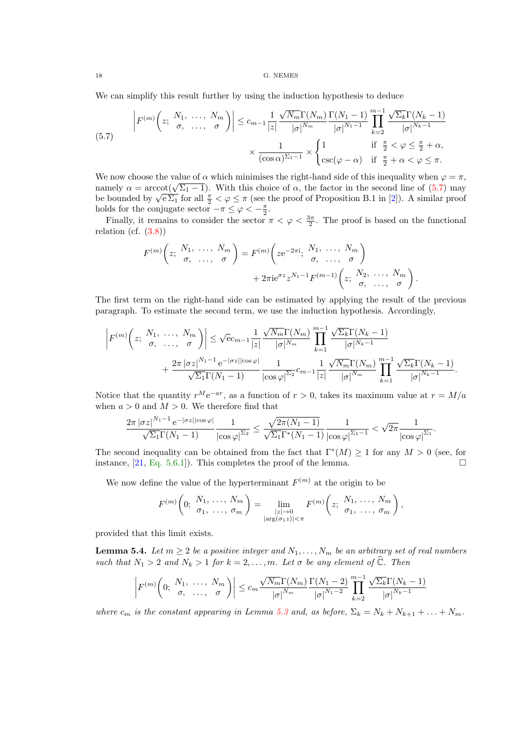We can simplify this result further by using the induction hypothesis to deduce

$$
\left| F^{(m)}\left( z;\ \begin{matrix} N_1, & \ldots, & N_m \\ \sigma, & \ldots, & \sigma \end{matrix} \right) \right| \le c_{m-1} \frac{1}{|z|} \frac{\sqrt{N_m}\Gamma(N_m)}{|\sigma|^{N_m}} \frac{\Gamma(N_1-1)}{|\sigma|^{N_1-1}} \prod_{k=2}^{m-1} \frac{\sqrt{\Sigma_k}\Gamma(N_k-1)}{|\sigma|^{N_k-1}}
$$
$$
\times \frac{1}{(\cos\alpha)^{\Sigma_1-1}} \times \begin{cases} 1 & \text{if } \frac{\pi}{2} < \varphi \le \frac{\pi}{2}+\alpha, \\ \csc(\varphi-\alpha) & \text{if } \frac{\pi}{2}+\alpha < \varphi \le \pi. \end{cases} \tag{5.7}
$$

We now choose the value of $\alpha$ which minimises the right-hand side of this inequality when $\varphi = \pi$, namely $\alpha = \operatorname{arccot}(\sqrt{\Sigma_1 - 1})$. With this choice of $\alpha$, the factor in the second line of (5.7) may be bounded by $\sqrt{\mathrm{e}\Sigma_1}$ for all $\frac{\pi}{2} < \varphi \le \pi$ (see the proof of Proposition B.1 in [2]). A similar proof holds for the conjugate sector $-\pi \le \varphi < -\frac{\pi}{2}$.

Finally, it remains to consider the sector $\pi < \varphi < \frac{3\pi}{2}$. The proof is based on the functional relation (cf. (3.8))

$$
F^{(m)}\left( z;\ \begin{matrix} N_1, & \ldots, & N_m \\ \sigma, & \ldots, & \sigma \end{matrix} \right) = F^{(m)}\left( z\mathrm{e}^{-2\pi \mathrm{i}};\ \begin{matrix} N_1, & \ldots, & N_m \\ \sigma, & \ldots, & \sigma \end{matrix} \right)
$$
$$
+ 2\pi \mathrm{i} \mathrm{e}^{\sigma z} z^{N_1-1} F^{(m-1)}\left( z;\ \begin{matrix} N_2, & \ldots, & N_m \\ \sigma, & \ldots, & \sigma \end{matrix} \right).
$$

The first term on the right-hand side can be estimated by applying the result of the previous paragraph. To estimate the second term, we use the induction hypothesis. Accordingly,

$$
\left| F^{(m)}\left( z;\ \begin{matrix} N_1, & \ldots, & N_m \\ \sigma, & \ldots, & \sigma \end{matrix} \right) \right| \le \sqrt{\mathrm{e}} c_{m-1} \frac{1}{|z|} \frac{\sqrt{N_m}\Gamma(N_m)}{|\sigma|^{N_m}} \prod_{k=1}^{m-1} \frac{\sqrt{\Sigma_k}\Gamma(N_k-1)}{|\sigma|^{N_k-1}}
$$
$$
+ \frac{2\pi |\sigma z|^{N_1-1} \mathrm{e}^{-|\sigma z||\cos\varphi|}}{\sqrt{\Sigma_1}\Gamma(N_1-1)} \frac{1}{|\cos\varphi|^{\Sigma_2}} c_{m-1} \frac{1}{|z|} \frac{\sqrt{N_m}\Gamma(N_m)}{|\sigma|^{N_m}} \prod_{k=1}^{m-1} \frac{\sqrt{\Sigma_k}\Gamma(N_k-1)}{|\sigma|^{N_k-1}}.
$$

Notice that the quantity $r^M \mathrm{e}^{-ar}$, as a function of $r > 0$, takes its maximum value at $r = M/a$ when $a > 0$ and $M > 0$. We therefore find that

$$
\frac{2\pi |\sigma z|^{N_1-1} \mathrm{e}^{-|\sigma z||\cos\varphi|}}{\sqrt{\Sigma_1}\Gamma(N_1-1)} \frac{1}{|\cos\varphi|^{\Sigma_2}} \le \frac{\sqrt{2\pi(N_1-1)}}{\sqrt{\Sigma_1}\Gamma^*(N_1-1)} \frac{1}{|\cos\varphi|^{\Sigma_1-1}} < \sqrt{2\pi} \frac{1}{|\cos\varphi|^{\Sigma_1}}.
$$

The second inequality can be obtained from the fact that $\Gamma^*(M) \ge 1$ for any $M > 0$ (see, for instance, [21, Eq. 5.6.1]). This completes the proof of the lemma. ☐

We now define the value of the hyperterminant $F^{(m)}$ at the origin to be

$$
F^{(m)}\left( 0;\ \begin{matrix} N_1, \ldots, N_m \\ \sigma_1, \ldots, \sigma_m \end{matrix} \right) = \lim_{\substack{|z|\to 0 \\ |\arg(\sigma_1 z)|<\pi}} F^{(m)}\left( z;\ \begin{matrix} N_1, \ldots, N_m \\ \sigma_1, \ldots, \sigma_m \end{matrix} \right),
$$

provided that this limit exists.

**Lemma 5.4.** *Let $m \ge 2$ be a positive integer and $N_1, \ldots, N_m$ be an arbitrary set of real numbers such that $N_1 > 2$ and $N_k > 1$ for $k = 2, \ldots, m$. Let $\sigma$ be any element of $\widehat{\mathbb{C}}$. Then*

$$
\left| F^{(m)}\left( 0;\ \begin{matrix} N_1, & \ldots, & N_m \\ \sigma, & \ldots, & \sigma \end{matrix} \right) \right| \le c_m \frac{\sqrt{N_m}\Gamma(N_m)}{|\sigma|^{N_m}} \frac{\Gamma(N_1-2)}{|\sigma|^{N_1-2}} \prod_{k=2}^{m-1} \frac{\sqrt{\Sigma_k}\Gamma(N_k-1)}{|\sigma|^{N_k-1}}
$$

*where $c_m$ is the constant appearing in Lemma 5.3 and, as before, $\Sigma_k = N_k + N_{k+1} + \ldots + N_m$.*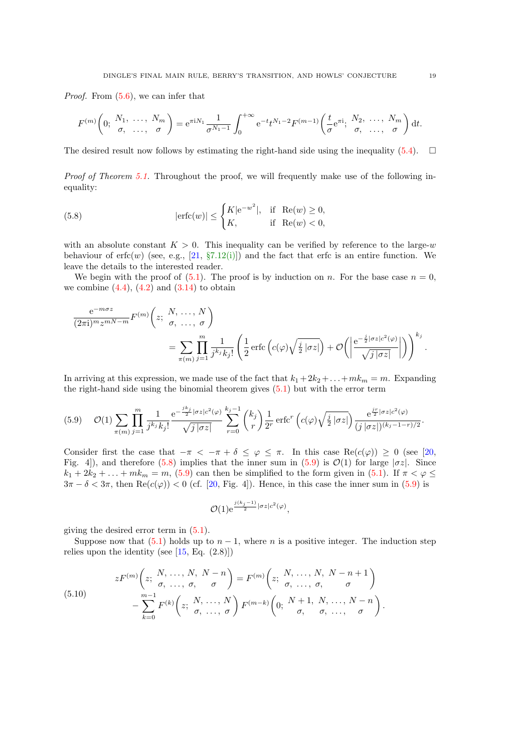*Proof.* From (5.6), we can infer that

$$F^{(m)}\left(0;\; \begin{matrix} N_1, & \ldots, & N_m \\ \sigma, & \ldots, & \sigma \end{matrix}\right) = \mathrm{e}^{\pi \mathrm{i} N_1} \frac{1}{\sigma^{N_1-1}} \int_0^{+\infty} \mathrm{e}^{-t} t^{N_1-2} F^{(m-1)}\left(\frac{t}{\sigma}\mathrm{e}^{\pi \mathrm{i}};\; \begin{matrix} N_2, & \ldots, & N_m \\ \sigma, & \ldots, & \sigma \end{matrix}\right) \mathrm{d}t.$$

The desired result now follows by estimating the right-hand side using the inequality (5.4). □

*Proof of Theorem 5.1.* Throughout the proof, we will frequently make use of the following inequality:

$$|\mathrm{erfc}(w)| \le \begin{cases} K|\mathrm{e}^{-w^2}|, & \text{if } \ \mathrm{Re}(w) \ge 0, \\ K, & \text{if } \ \mathrm{Re}(w) < 0, \end{cases} \tag{5.8}$$

with an absolute constant $K > 0$. This inequality can be verified by reference to the large-$w$ behaviour of $\mathrm{erfc}(w)$ (see, e.g., [21, §7.12(i)]) and the fact that erfc is an entire function. We leave the details to the interested reader.

We begin with the proof of (5.1). The proof is by induction on $n$. For the base case $n = 0$, we combine (4.4), (4.2) and (3.14) to obtain

$$\begin{aligned} &\frac{\mathrm{e}^{-m\sigma z}}{(2\pi \mathrm{i})^m z^{mN-m}} F^{(m)}\left(z;\; \begin{matrix} N, & \ldots, & N \\ \sigma, & \ldots, & \sigma \end{matrix}\right) \\ &\qquad = \sum_{\pi(m)} \prod_{j=1}^m \frac{1}{j^{k_j} k_j!} \left( \frac{1}{2} \mathrm{erfc}\left( c(\varphi) \sqrt{\tfrac{j}{2} |\sigma z|} \right) + \mathcal{O}\left( \left| \frac{\mathrm{e}^{-\frac{j}{2}|\sigma z| c^2(\varphi)}}{\sqrt{j\,|\sigma z|}} \right| \right) \right)^{k_j}. \end{aligned}$$

In arriving at this expression, we made use of the fact that $k_1 + 2k_2 + \ldots + mk_m = m$. Expanding the right-hand side using the binomial theorem gives (5.1) but with the error term

$$\mathcal{O}(1) \sum_{\pi(m)} \prod_{j=1}^m \frac{1}{j^{k_j} k_j!} \frac{\mathrm{e}^{-\frac{jk_j}{2}|\sigma z| c^2(\varphi)}}{\sqrt{j\,|\sigma z|}} \sum_{r=0}^{k_j - 1} \binom{k_j}{r} \frac{1}{2^r} \mathrm{erfc}^r\left( c(\varphi)\sqrt{\tfrac{j}{2}|\sigma z|} \right) \frac{\mathrm{e}^{\frac{jr}{2}|\sigma z| c^2(\varphi)}}{(j\,|\sigma z|)^{(k_j-1-r)/2}}. \tag{5.9}$$

Consider first the case that $-\pi < -\pi + \delta \le \varphi \le \pi$. In this case $\mathrm{Re}(c(\varphi)) \ge 0$ (see [20, Fig. 4]), and therefore (5.8) implies that the inner sum in (5.9) is $\mathcal{O}(1)$ for large $|\sigma z|$. Since $k_1 + 2k_2 + \ldots + mk_m = m$, (5.9) can then be simplified to the form given in (5.1). If $\pi < \varphi \le 3\pi - \delta < 3\pi$, then $\mathrm{Re}(c(\varphi)) < 0$ (cf. [20, Fig. 4]). Hence, in this case the inner sum in (5.9) is

$$\mathcal{O}(1) \mathrm{e}^{\frac{j(k_j-1)}{2}|\sigma z| c^2(\varphi)},$$

giving the desired error term in (5.1).

Suppose now that (5.1) holds up to $n - 1$, where $n$ is a positive integer. The induction step relies upon the identity (see [15, Eq. (2.8)])

$$\begin{aligned} zF^{(m)}\left(z;\; \begin{matrix} N, & \ldots, & N, & N-n \\ \sigma, & \ldots, & \sigma, & \sigma \end{matrix}\right) &= F^{(m)}\left(z;\; \begin{matrix} N, & \ldots, & N, & N-n+1 \\ \sigma, & \ldots, & \sigma, & \sigma \end{matrix}\right) \\ &\quad - \sum_{k=0}^{m-1} F^{(k)}\left(z;\; \begin{matrix} N, & \ldots, & N \\ \sigma, & \ldots, & \sigma \end{matrix}\right) F^{(m-k)}\left(0;\; \begin{matrix} N+1, & N, & \ldots, & N-n \\ \sigma, & \sigma, & \ldots, & \sigma \end{matrix}\right). \end{aligned} \tag{5.10}$$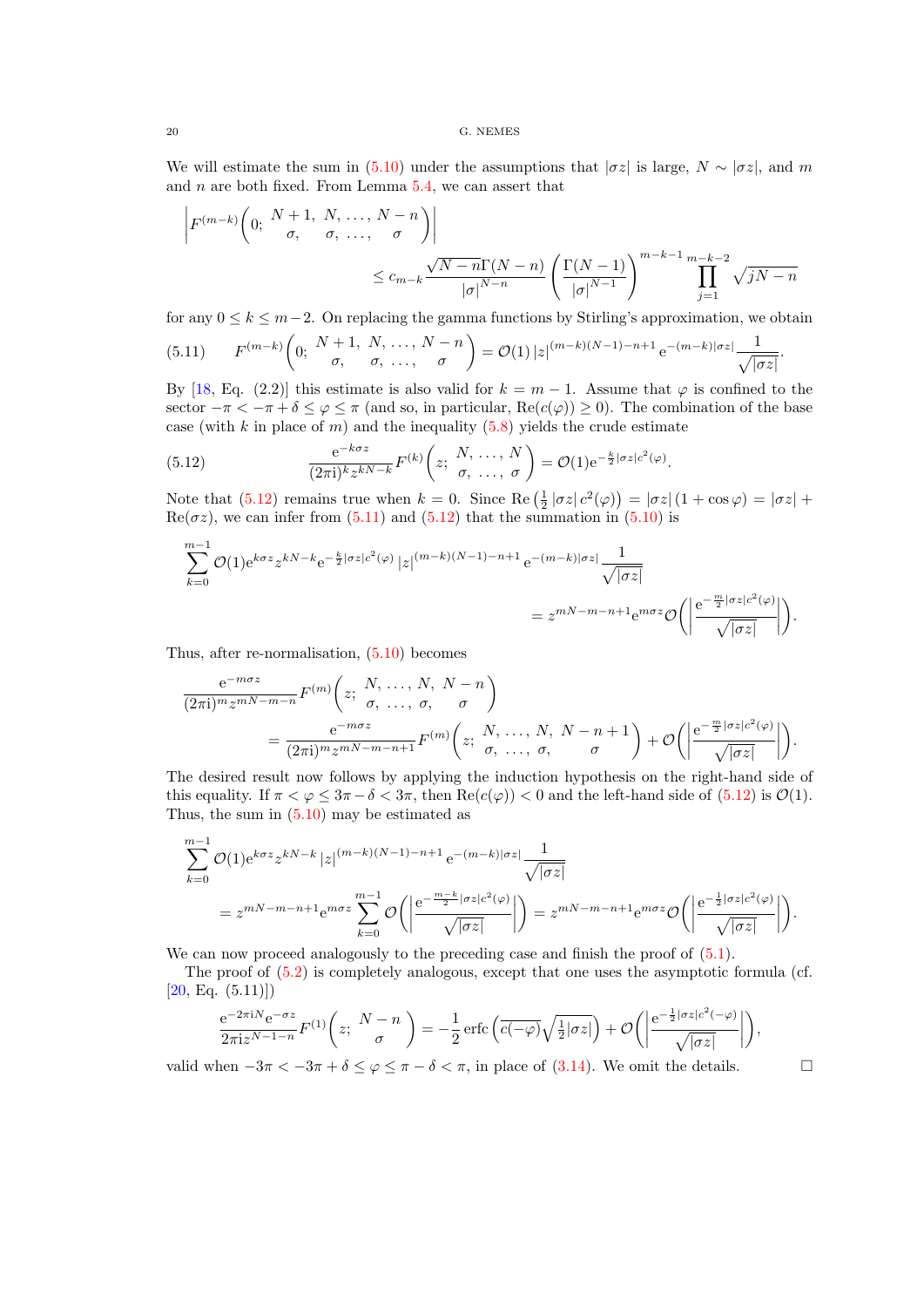We will estimate the sum in (5.10) under the assumptions that $|\sigma z|$ is large, $N \sim |\sigma z|$, and $m$ and $n$ are both fixed. From Lemma 5.4, we can assert that

$$\left| F^{(m-k)}\left(0;\ \begin{matrix} N+1, & N, & \ldots, & N-n \\ \sigma, & \sigma, & \ldots, & \sigma \end{matrix}\right)\right| \le c_{m-k} \frac{\sqrt{N-n}\,\Gamma(N-n)}{|\sigma|^{N-n}} \left(\frac{\Gamma(N-1)}{|\sigma|^{N-1}}\right)^{m-k-1} \prod_{j=1}^{m-k-2} \sqrt{jN-n}$$

for any $0 \le k \le m-2$. On replacing the gamma functions by Stirling's approximation, we obtain

$$F^{(m-k)}\left(0;\ \begin{matrix} N+1, & N, & \ldots, & N-n \\ \sigma, & \sigma, & \ldots, & \sigma \end{matrix}\right) = \mathcal{O}(1)\, |z|^{(m-k)(N-1)-n+1}\, \mathrm{e}^{-(m-k)|\sigma z|} \frac{1}{\sqrt{|\sigma z|}}. \tag{5.11}$$

By [18, Eq. (2.2)] this estimate is also valid for $k = m-1$. Assume that $\varphi$ is confined to the sector $-\pi < -\pi + \delta \le \varphi \le \pi$ (and so, in particular, $\mathrm{Re}(c(\varphi)) \ge 0$). The combination of the base case (with $k$ in place of $m$) and the inequality (5.8) yields the crude estimate

$$\frac{\mathrm{e}^{-k\sigma z}}{(2\pi \mathrm{i})^k z^{kN-k}} F^{(k)}\left(z;\ \begin{matrix} N, & \ldots, & N \\ \sigma, & \ldots, & \sigma \end{matrix}\right) = \mathcal{O}(1) \mathrm{e}^{-\frac{k}{2}|\sigma z| c^2(\varphi)}. \tag{5.12}$$

Note that (5.12) remains true when $k=0$. Since $\mathrm{Re}\left(\frac{1}{2}|\sigma z|\, c^2(\varphi)\right) = |\sigma z|\,(1+\cos\varphi) = |\sigma z| + \mathrm{Re}(\sigma z)$, we can infer from (5.11) and (5.12) that the summation in (5.10) is

$$\sum_{k=0}^{m-1} \mathcal{O}(1) \mathrm{e}^{k\sigma z} z^{kN-k} \mathrm{e}^{-\frac{k}{2}|\sigma z| c^2(\varphi)}\, |z|^{(m-k)(N-1)-n+1}\, \mathrm{e}^{-(m-k)|\sigma z|} \frac{1}{\sqrt{|\sigma z|}} = z^{mN-m-n+1} \mathrm{e}^{m\sigma z} \mathcal{O}\left(\left|\frac{\mathrm{e}^{-\frac{m}{2}|\sigma z| c^2(\varphi)}}{\sqrt{|\sigma z|}}\right|\right).$$

Thus, after re-normalisation, (5.10) becomes

$$\frac{\mathrm{e}^{-m\sigma z}}{(2\pi \mathrm{i})^m z^{mN-m-n}} F^{(m)}\left(z;\ \begin{matrix} N, & \ldots, & N, & N-n \\ \sigma, & \ldots, & \sigma, & \sigma \end{matrix}\right) = \frac{\mathrm{e}^{-m\sigma z}}{(2\pi \mathrm{i})^m z^{mN-m-n+1}} F^{(m)}\left(z;\ \begin{matrix} N, & \ldots, & N, & N-n+1 \\ \sigma, & \ldots, & \sigma, & \sigma \end{matrix}\right) + \mathcal{O}\left(\left|\frac{\mathrm{e}^{-\frac{m}{2}|\sigma z| c^2(\varphi)}}{\sqrt{|\sigma z|}}\right|\right).$$

The desired result now follows by applying the induction hypothesis on the right-hand side of this equality. If $\pi < \varphi \le 3\pi - \delta < 3\pi$, then $\mathrm{Re}(c(\varphi)) < 0$ and the left-hand side of (5.12) is $\mathcal{O}(1)$. Thus, the sum in (5.10) may be estimated as

$$\sum_{k=0}^{m-1} \mathcal{O}(1) \mathrm{e}^{k\sigma z} z^{kN-k}\, |z|^{(m-k)(N-1)-n+1}\, \mathrm{e}^{-(m-k)|\sigma z|} \frac{1}{\sqrt{|\sigma z|}}$$
$$= z^{mN-m-n+1} \mathrm{e}^{m\sigma z} \sum_{k=0}^{m-1} \mathcal{O}\left(\left|\frac{\mathrm{e}^{-\frac{m-k}{2}|\sigma z| c^2(\varphi)}}{\sqrt{|\sigma z|}}\right|\right) = z^{mN-m-n+1} \mathrm{e}^{m\sigma z} \mathcal{O}\left(\left|\frac{\mathrm{e}^{-\frac{1}{2}|\sigma z| c^2(\varphi)}}{\sqrt{|\sigma z|}}\right|\right).$$

We can now proceed analogously to the preceding case and finish the proof of (5.1).

The proof of (5.2) is completely analogous, except that one uses the asymptotic formula (cf. [20, Eq. (5.11)])

$$\frac{\mathrm{e}^{-2\pi \mathrm{i} N} \mathrm{e}^{-\sigma z}}{2\pi \mathrm{i} z^{N-1-n}} F^{(1)}\left(z;\ \begin{matrix} N-n \\ \sigma \end{matrix}\right) = -\frac{1}{2} \operatorname{erfc}\left(\overline{c(-\varphi)} \sqrt{\tfrac{1}{2}|\sigma z|}\right) + \mathcal{O}\left(\left|\frac{\mathrm{e}^{-\frac{1}{2}|\sigma z| \overline{c^2(-\varphi)}}}{\sqrt{|\sigma z|}}\right|\right),$$

valid when $-3\pi < -3\pi + \delta \le \varphi \le \pi - \delta < \pi$, in place of (3.14). We omit the details. □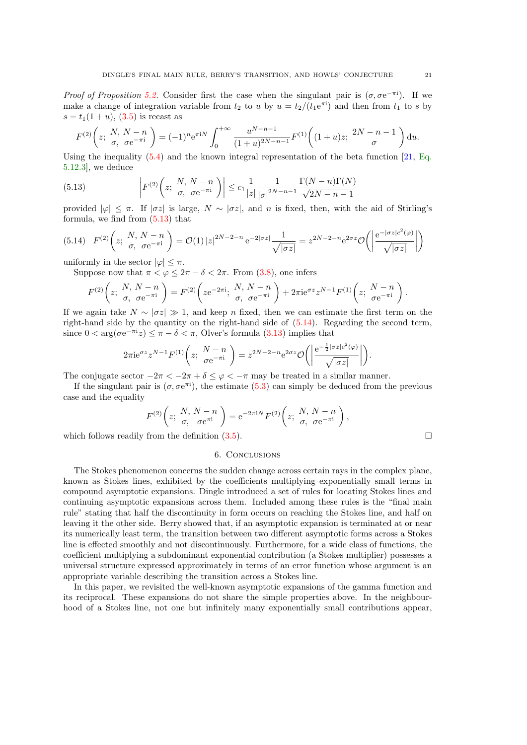*Proof of Proposition 5.2.* Consider first the case when the singulant pair is $(\sigma, \sigma \mathrm{e}^{-\pi \mathrm{i}})$. If we make a change of integration variable from $t_2$ to $u$ by $u = t_2/(t_1 \mathrm{e}^{\pi \mathrm{i}})$ and then from $t_1$ to $s$ by $s = t_1(1+u)$, (3.5) is recast as

$$F^{(2)}\left(z;\ \begin{matrix} N,\ N-n \\ \sigma,\ \sigma \mathrm{e}^{-\pi \mathrm{i}} \end{matrix}\right) = (-1)^n \mathrm{e}^{\pi \mathrm{i} N} \int_0^{+\infty} \frac{u^{N-n-1}}{(1+u)^{2N-n-1}} F^{(1)}\left((1+u)z;\ \begin{matrix} 2N-n-1 \\ \sigma \end{matrix}\right) \mathrm{d}u.$$

Using the inequality (5.4) and the known integral representation of the beta function [21, Eq. 5.12.3], we deduce

$$\left| F^{(2)}\left(z;\ \begin{matrix} N,\ N-n \\ \sigma,\ \sigma \mathrm{e}^{-\pi \mathrm{i}} \end{matrix}\right) \right| \le c_1 \frac{1}{|z|} \frac{1}{|\sigma|^{2N-n-1}} \frac{\Gamma(N-n)\Gamma(N)}{\sqrt{2N-n-1}} \tag{5.13}$$

provided $|\varphi| \le \pi$. If $|\sigma z|$ is large, $N \sim |\sigma z|$, and $n$ is fixed, then, with the aid of Stirling's formula, we find from (5.13) that

$$F^{(2)}\left(z;\ \begin{matrix} N,\ N-n \\ \sigma,\ \sigma \mathrm{e}^{-\pi \mathrm{i}} \end{matrix}\right) = \mathcal{O}(1)\, |z|^{2N-2-n} \mathrm{e}^{-2|\sigma z|} \frac{1}{\sqrt{|\sigma z|}} = z^{2N-2-n} \mathrm{e}^{2\sigma z} \mathcal{O}\left( \left| \frac{\mathrm{e}^{-|\sigma z| c^2(\varphi)}}{\sqrt{|\sigma z|}} \right| \right) \tag{5.14}$$

uniformly in the sector $|\varphi| \le \pi$.

Suppose now that $\pi < \varphi \le 2\pi - \delta < 2\pi$. From (3.8), one infers

$$F^{(2)}\left(z;\ \begin{matrix} N,\ N-n \\ \sigma,\ \sigma \mathrm{e}^{-\pi \mathrm{i}} \end{matrix}\right) = F^{(2)}\left(z\mathrm{e}^{-2\pi \mathrm{i}};\ \begin{matrix} N,\ N-n \\ \sigma,\ \sigma \mathrm{e}^{-\pi \mathrm{i}} \end{matrix}\right) + 2\pi \mathrm{i} \mathrm{e}^{\sigma z} z^{N-1} F^{(1)}\left(z;\ \begin{matrix} N-n \\ \sigma \mathrm{e}^{-\pi \mathrm{i}} \end{matrix}\right).$$

If we again take $N \sim |\sigma z| \gg 1$, and keep $n$ fixed, then we can estimate the first term on the right-hand side by the quantity on the right-hand side of (5.14). Regarding the second term, since $0 < \arg(\sigma \mathrm{e}^{-\pi \mathrm{i}} z) \le \pi - \delta < \pi$, Olver's formula (3.13) implies that

$$2\pi \mathrm{i} \mathrm{e}^{\sigma z} z^{N-1} F^{(1)}\left(z;\ \begin{matrix} N-n \\ \sigma \mathrm{e}^{-\pi \mathrm{i}} \end{matrix}\right) = z^{2N-2-n} \mathrm{e}^{2\sigma z} \mathcal{O}\left( \left| \frac{\mathrm{e}^{-\frac{1}{2}|\sigma z| c^2(\varphi)}}{\sqrt{|\sigma z|}} \right| \right).$$

The conjugate sector $-2\pi < -2\pi + \delta \le \varphi < -\pi$ may be treated in a similar manner.

If the singulant pair is $(\sigma, \sigma \mathrm{e}^{\pi \mathrm{i}})$, the estimate (5.3) can simply be deduced from the previous case and the equality

$$F^{(2)}\left(z;\ \begin{matrix} N,\ N-n \\ \sigma,\ \ \sigma \mathrm{e}^{\pi \mathrm{i}} \end{matrix}\right) = \mathrm{e}^{-2\pi \mathrm{i} N} F^{(2)}\left(z;\ \begin{matrix} N,\ N-n \\ \sigma,\ \sigma \mathrm{e}^{-\pi \mathrm{i}} \end{matrix}\right),$$

which follows readily from the definition (3.5). □

## 6. Conclusions

The Stokes phenomenon concerns the sudden change across certain rays in the complex plane, known as Stokes lines, exhibited by the coefficients multiplying exponentially small terms in compound asymptotic expansions. Dingle introduced a set of rules for locating Stokes lines and continuing asymptotic expansions across them. Included among these rules is the "final main rule" stating that half the discontinuity in form occurs on reaching the Stokes line, and half on leaving it the other side. Berry showed that, if an asymptotic expansion is terminated at or near its numerically least term, the transition between two different asymptotic forms across a Stokes line is effected smoothly and not discontinuously. Furthermore, for a wide class of functions, the coefficient multiplying a subdominant exponential contribution (a Stokes multiplier) possesses a universal structure expressed approximately in terms of an error function whose argument is an appropriate variable describing the transition across a Stokes line.

In this paper, we revisited the well-known asymptotic expansions of the gamma function and its reciprocal. These expansions do not share the simple properties above. In the neighbourhood of a Stokes line, not one but infinitely many exponentially small contributions appear,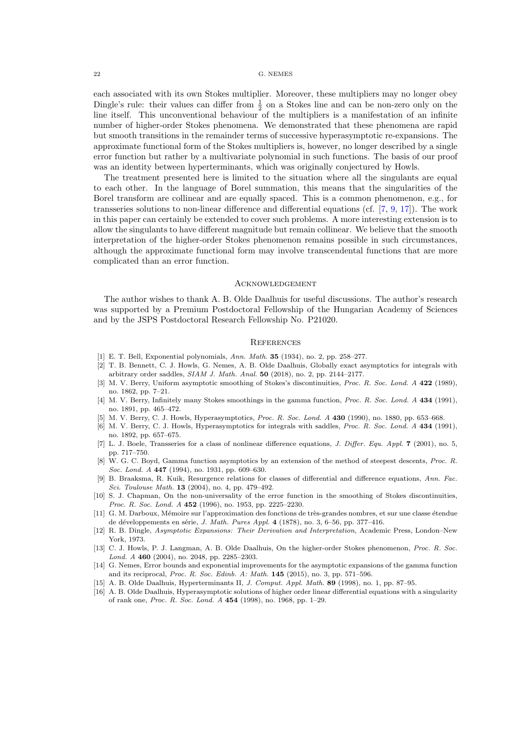each associated with its own Stokes multiplier. Moreover, these multipliers may no longer obey Dingle's rule: their values can differ from $\frac{1}{2}$ on a Stokes line and can be non-zero only on the line itself. This unconventional behaviour of the multipliers is a manifestation of an infinite number of higher-order Stokes phenomena. We demonstrated that these phenomena are rapid but smooth transitions in the remainder terms of successive hyperasymptotic re-expansions. The approximate functional form of the Stokes multipliers is, however, no longer described by a single error function but rather by a multivariate polynomial in such functions. The basis of our proof was an identity between hyperterminants, which was originally conjectured by Howls.

The treatment presented here is limited to the situation where all the singulants are equal to each other. In the language of Borel summation, this means that the singularities of the Borel transform are collinear and are equally spaced. This is a common phenomenon, e.g., for transseries solutions to non-linear difference and differential equations (cf. [7, 9, 17]). The work in this paper can certainly be extended to cover such problems. A more interesting extension is to allow the singulants to have different magnitude but remain collinear. We believe that the smooth interpretation of the higher-order Stokes phenomenon remains possible in such circumstances, although the approximate functional form may involve transcendental functions that are more complicated than an error function.

## Acknowledgement

The author wishes to thank A. B. Olde Daalhuis for useful discussions. The author's research was supported by a Premium Postdoctoral Fellowship of the Hungarian Academy of Sciences and by the JSPS Postdoctoral Research Fellowship No. P21020.

## References

[1] E. T. Bell, Exponential polynomials, *Ann. Math.* **35** (1934), no. 2, pp. 258–277.

[2] T. B. Bennett, C. J. Howls, G. Nemes, A. B. Olde Daalhuis, Globally exact asymptotics for integrals with arbitrary order saddles, *SIAM J. Math. Anal.* **50** (2018), no. 2, pp. 2144–2177.

[3] M. V. Berry, Uniform asymptotic smoothing of Stokes's discontinuities, *Proc. R. Soc. Lond. A* **422** (1989), no. 1862, pp. 7–21.

[4] M. V. Berry, Infinitely many Stokes smoothings in the gamma function, *Proc. R. Soc. Lond. A* **434** (1991), no. 1891, pp. 465–472.

[5] M. V. Berry, C. J. Howls, Hyperasymptotics, *Proc. R. Soc. Lond. A* **430** (1990), no. 1880, pp. 653–668.

[6] M. V. Berry, C. J. Howls, Hyperasymptotics for integrals with saddles, *Proc. R. Soc. Lond. A* **434** (1991), no. 1892, pp. 657–675.

[7] L. J. Boele, Transseries for a class of nonlinear difference equations, *J. Differ. Equ. Appl.* **7** (2001), no. 5, pp. 717–750.

[8] W. G. C. Boyd, Gamma function asymptotics by an extension of the method of steepest descents, *Proc. R. Soc. Lond. A* **447** (1994), no. 1931, pp. 609–630.

[9] B. Braaksma, R. Kuik, Resurgence relations for classes of differential and difference equations, *Ann. Fac. Sci. Toulouse Math.* **13** (2004), no. 4, pp. 479–492.

[10] S. J. Chapman, On the non-universality of the error function in the smoothing of Stokes discontinuities, *Proc. R. Soc. Lond. A* **452** (1996), no. 1953, pp. 2225–2230.

[11] G. M. Darboux, Mémoire sur l'approximation des fonctions de très-grandes nombres, et sur une classe étendue de développements en série, *J. Math. Pures Appl.* **4** (1878), no. 3, 6–56, pp. 377–416.

[12] R. B. Dingle, *Asymptotic Expansions: Their Derivation and Interpretation*, Academic Press, London–New York, 1973.

[13] C. J. Howls, P. J. Langman, A. B. Olde Daalhuis, On the higher-order Stokes phenomenon, *Proc. R. Soc. Lond. A* **460** (2004), no. 2048, pp. 2285–2303.

[14] G. Nemes, Error bounds and exponential improvements for the asymptotic expansions of the gamma function and its reciprocal, *Proc. R. Soc. Edinb. A: Math.* **145** (2015), no. 3, pp. 571–596.

[15] A. B. Olde Daalhuis, Hyperterminants II, *J. Comput. Appl. Math.* **89** (1998), no. 1, pp. 87–95.

[16] A. B. Olde Daalhuis, Hyperasymptotic solutions of higher order linear differential equations with a singularity of rank one, *Proc. R. Soc. Lond. A* **454** (1998), no. 1968, pp. 1–29.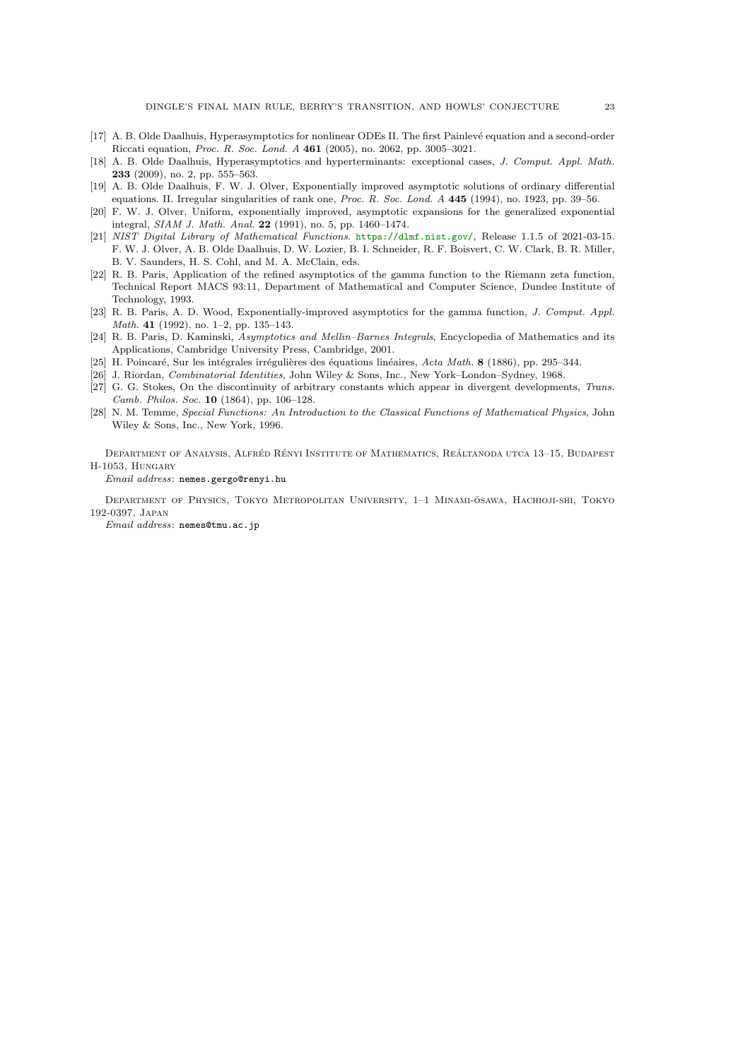[17] A. B. Olde Daalhuis, Hyperasymptotics for nonlinear ODEs II. The first Painlevé equation and a second-order Riccati equation, *Proc. R. Soc. Lond. A* **461** (2005), no. 2062, pp. 3005–3021.

[18] A. B. Olde Daalhuis, Hyperasymptotics and hyperterminants: exceptional cases, *J. Comput. Appl. Math.* **233** (2009), no. 2, pp. 555–563.

[19] A. B. Olde Daalhuis, F. W. J. Olver, Exponentially improved asymptotic solutions of ordinary differential equations. II. Irregular singularities of rank one, *Proc. R. Soc. Lond. A* **445** (1994), no. 1923, pp. 39–56.

[20] F. W. J. Olver, Uniform, exponentially improved, asymptotic expansions for the generalized exponential integral, *SIAM J. Math. Anal.* **22** (1991), no. 5, pp. 1460–1474.

[21] *NIST Digital Library of Mathematical Functions*. https://dlmf.nist.gov/, Release 1.1.5 of 2021-03-15. F. W. J. Olver, A. B. Olde Daalhuis, D. W. Lozier, B. I. Schneider, R. F. Boisvert, C. W. Clark, B. R. Miller, B. V. Saunders, H. S. Cohl, and M. A. McClain, eds.

[22] R. B. Paris, Application of the refined asymptotics of the gamma function to the Riemann zeta function, Technical Report MACS 93:11, Department of Mathematical and Computer Science, Dundee Institute of Technology, 1993.

[23] R. B. Paris, A. D. Wood, Exponentially-improved asymptotics for the gamma function, *J. Comput. Appl. Math.* **41** (1992), no. 1–2, pp. 135–143.

[24] R. B. Paris, D. Kaminski, *Asymptotics and Mellin–Barnes Integrals*, Encyclopedia of Mathematics and its Applications, Cambridge University Press, Cambridge, 2001.

[25] H. Poincaré, Sur les intégrales irrégulières des équations linéaires, *Acta Math.* **8** (1886), pp. 295–344.

[26] J. Riordan, *Combinatorial Identities*, John Wiley & Sons, Inc., New York–London–Sydney, 1968.

[27] G. G. Stokes, On the discontinuity of arbitrary constants which appear in divergent developments, *Trans. Camb. Philos. Soc.* **10** (1864), pp. 106–128.

[28] N. M. Temme, *Special Functions: An Introduction to the Classical Functions of Mathematical Physics*, John Wiley & Sons, Inc., New York, 1996.

Department of Analysis, Alfréd Rényi Institute of Mathematics, Reáltanoda utca 13–15, Budapest H-1053, Hungary

*Email address*: nemes.gergo@renyi.hu

Department of Physics, Tokyo Metropolitan University, 1–1 Minami-ōsawa, Hachioji-shi, Tokyo 192-0397, Japan

*Email address*: nemes@tmu.ac.jp